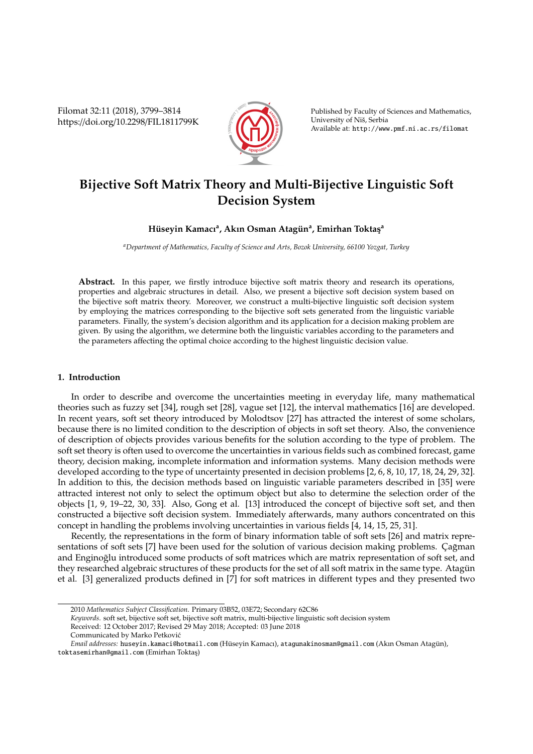# Bijective Soft Matrix Theory and Multi-Bijective Linguistic Soft Decision System

**Hüseyin Kamacı[a], Akın Osman Atagün[a], Emirhan Toktaş[a]**

[a]*Department of Mathematics, Faculty of Science and Arts, Bozok University, 66100 Yozgat, Turkey*

**Abstract.** In this paper, we firstly introduce bijective soft matrix theory and research its operations, properties and algebraic structures in detail. Also, we present a bijective soft decision system based on the bijective soft matrix theory. Moreover, we construct a multi-bijective linguistic soft decision system by employing the matrices corresponding to the bijective soft sets generated from the linguistic variable parameters. Finally, the system's decision algorithm and its application for a decision making problem are given. By using the algorithm, we determine both the linguistic variables according to the parameters and the parameters affecting the optimal choice according to the highest linguistic decision value.

## 1. Introduction

In order to describe and overcome the uncertainties meeting in everyday life, many mathematical theories such as fuzzy set [34], rough set [28], vague set [12], the interval mathematics [16] are developed. In recent years, soft set theory introduced by Molodtsov [27] has attracted the interest of some scholars, because there is no limited condition to the description of objects in soft set theory. Also, the convenience of description of objects provides various benefits for the solution according to the type of problem. The soft set theory is often used to overcome the uncertainties in various fields such as combined forecast, game theory, decision making, incomplete information and information systems. Many decision methods were developed according to the type of uncertainty presented in decision problems [2, 6, 8, 10, 17, 18, 24, 29, 32]. In addition to this, the decision methods based on linguistic variable parameters described in [35] were attracted interest not only to select the optimum object but also to determine the selection order of the objects [1, 9, 19–22, 30, 33]. Also, Gong et al. [13] introduced the concept of bijective soft set, and then constructed a bijective soft decision system. Immediately afterwards, many authors concentrated on this concept in handling the problems involving uncertainties in various fields [4, 14, 15, 25, 31].

Recently, the representations in the form of binary information table of soft sets [26] and matrix representations of soft sets [7] have been used for the solution of various decision making problems. Çağman and Enginoğlu introduced some products of soft matrices which are matrix representation of soft set, and they researched algebraic structures of these products for the set of all soft matrix in the same type. Atagün et al. [3] generalized products defined in [7] for soft matrices in different types and they presented two

---

2010 *Mathematics Subject Classification.* Primary 03B52, 03E72; Secondary 62C86

*Keywords.* soft set, bijective soft set, bijective soft matrix, multi-bijective linguistic soft decision system

Received: 12 October 2017; Revised 29 May 2018; Accepted: 03 June 2018

Communicated by Marko Petković

*Email addresses:* huseyin.kamaci@hotmail.com (Hüseyin Kamacı), atagunakinosman@gmail.com (Akın Osman Atagün), toktasemirhan@gmail.com (Emirhan Toktaş)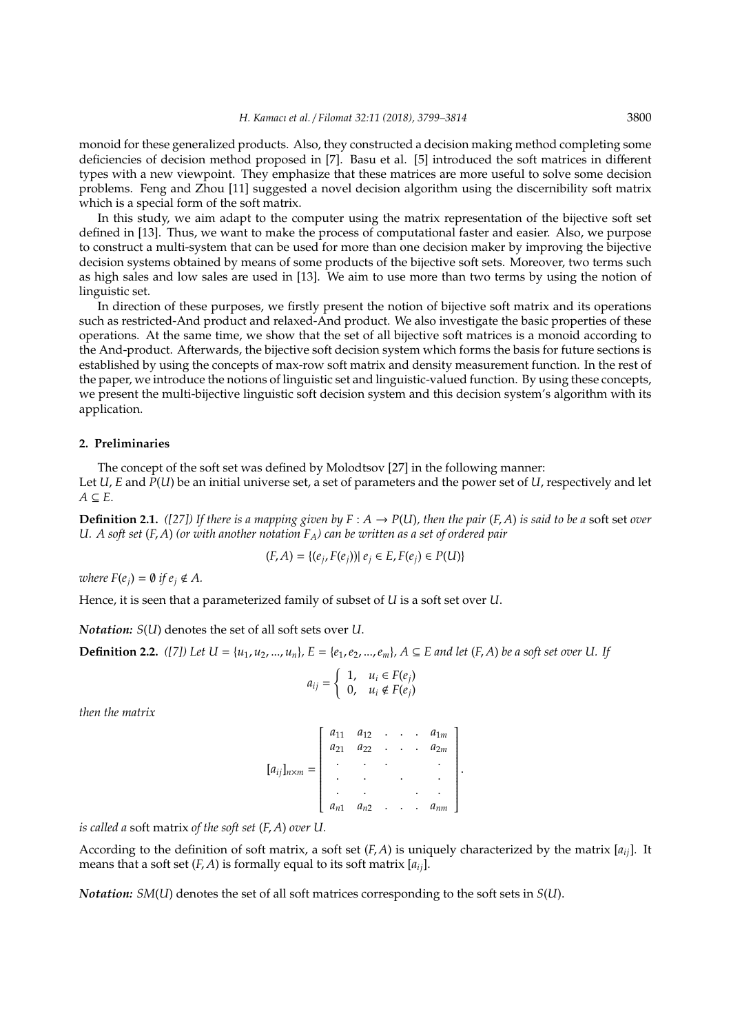monoid for these generalized products. Also, they constructed a decision making method completing some deficiencies of decision method proposed in [7]. Basu et al. [5] introduced the soft matrices in different types with a new viewpoint. They emphasize that these matrices are more useful to solve some decision problems. Feng and Zhou [11] suggested a novel decision algorithm using the discernibility soft matrix which is a special form of the soft matrix.

In this study, we aim adapt to the computer using the matrix representation of the bijective soft set defined in [13]. Thus, we want to make the process of computational faster and easier. Also, we purpose to construct a multi-system that can be used for more than one decision maker by improving the bijective decision systems obtained by means of some products of the bijective soft sets. Moreover, two terms such as high sales and low sales are used in [13]. We aim to use more than two terms by using the notion of linguistic set.

In direction of these purposes, we firstly present the notion of bijective soft matrix and its operations such as restricted-And product and relaxed-And product. We also investigate the basic properties of these operations. At the same time, we show that the set of all bijective soft matrices is a monoid according to the And-product. Afterwards, the bijective soft decision system which forms the basis for future sections is established by using the concepts of max-row soft matrix and density measurement function. In the rest of the paper, we introduce the notions of linguistic set and linguistic-valued function. By using these concepts, we present the multi-bijective linguistic soft decision system and this decision system's algorithm with its application.

## 2. Preliminaries

The concept of the soft set was defined by Molodtsov [27] in the following manner:
Let $U$, $E$ and $P(U)$ be an initial universe set, a set of parameters and the power set of $U$, respectively and let $A \subseteq E$.

**Definition 2.1.** *([27]) If there is a mapping given by $F : A \to P(U)$, then the pair $(F, A)$ is said to be a* soft set *over $U$. A soft set $(F, A)$ (or with another notation $F_A$) can be written as a set of ordered pair*

$$(F, A) = \{(e_j, F(e_j)) | \, e_j \in E, F(e_j) \in P(U)\}$$

*where $F(e_j) = \emptyset$ if $e_j \notin A$.*

Hence, it is seen that a parameterized family of subset of $U$ is a soft set over $U$.

***Notation:*** $S(U)$ denotes the set of all soft sets over $U$.

**Definition 2.2.** *([7]) Let $U = \{u_1, u_2, ..., u_n\}$, $E = \{e_1, e_2, ..., e_m\}$, $A \subseteq E$ and let $(F, A)$ be a soft set over $U$. If*

$$a_{ij} = \begin{cases} 1, & u_i \in F(e_j) \\ 0, & u_i \notin F(e_j) \end{cases}$$

*then the matrix*

$$[a_{ij}]_{n\times m} = \begin{bmatrix} a_{11} & a_{12} & . & . & . & a_{1m} \\ a_{21} & a_{22} & . & . & . & a_{2m} \\ . & . & . & & & . \\ . & . & & . & & . \\ . & . & & & . & . \\ a_{n1} & a_{n2} & . & . & . & a_{nm} \end{bmatrix}.$$

*is called a* soft matrix *of the soft set $(F, A)$ over $U$.*

According to the definition of soft matrix, a soft set $(F, A)$ is uniquely characterized by the matrix $[a_{ij}]$. It means that a soft set $(F, A)$ is formally equal to its soft matrix $[a_{ij}]$.

***Notation:*** $SM(U)$ denotes the set of all soft matrices corresponding to the soft sets in $S(U)$.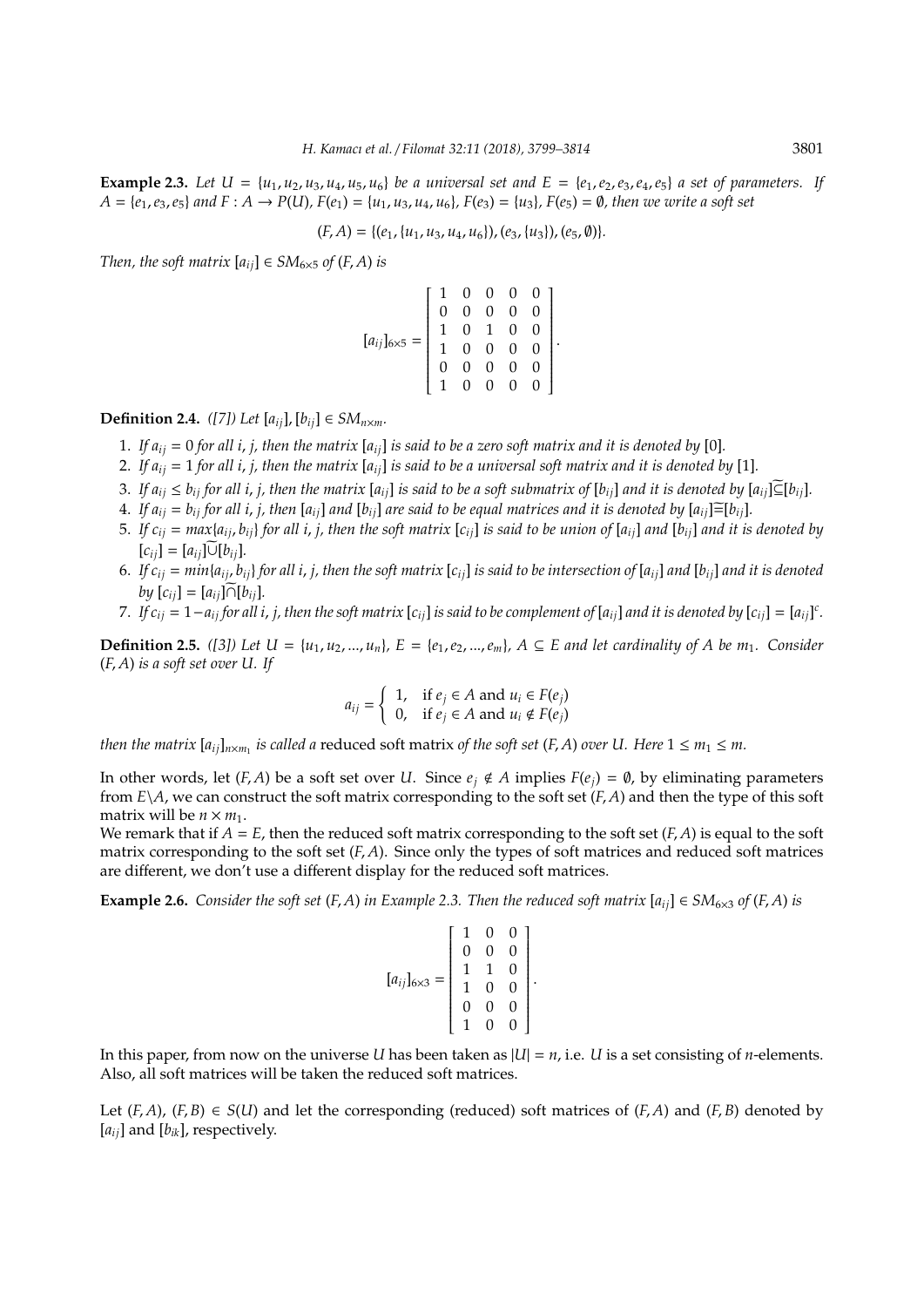**Example 2.3.** *Let $U = \{u_1, u_2, u_3, u_4, u_5, u_6\}$ be a universal set and $E = \{e_1, e_2, e_3, e_4, e_5\}$ a set of parameters. If $A = \{e_1, e_3, e_5\}$ and $F : A \to P(U)$, $F(e_1) = \{u_1, u_3, u_4, u_6\}$, $F(e_3) = \{u_3\}$, $F(e_5) = \emptyset$, then we write a soft set*

$$(F, A) = \{(e_1, \{u_1, u_3, u_4, u_6\}), (e_3, \{u_3\}), (e_5, \emptyset)\}.$$

*Then, the soft matrix $[a_{ij}] \in SM_{6\times 5}$ of $(F, A)$ is*

$$[a_{ij}]_{6\times 5} = \begin{bmatrix} 1 & 0 & 0 & 0 & 0 \\ 0 & 0 & 0 & 0 & 0 \\ 1 & 0 & 1 & 0 & 0 \\ 1 & 0 & 0 & 0 & 0 \\ 0 & 0 & 0 & 0 & 0 \\ 1 & 0 & 0 & 0 & 0 \end{bmatrix}.$$

**Definition 2.4.** *([7]) Let $[a_{ij}], [b_{ij}] \in SM_{n\times m}$.*

1. *If $a_{ij} = 0$ for all $i$, $j$, then the matrix $[a_{ij}]$ is said to be a zero soft matrix and it is denoted by $[0]$.*
2. *If $a_{ij} = 1$ for all $i$, $j$, then the matrix $[a_{ij}]$ is said to be a universal soft matrix and it is denoted by $[1]$.*
3. *If $a_{ij} \leq b_{ij}$ for all $i$, $j$, then the matrix $[a_{ij}]$ is said to be a soft submatrix of $[b_{ij}]$ and it is denoted by $[a_{ij}]\widetilde{\subseteq}[b_{ij}]$.*
4. *If $a_{ij} = b_{ij}$ for all $i$, $j$, then $[a_{ij}]$ and $[b_{ij}]$ are said to be equal matrices and it is denoted by $[a_{ij}]\widetilde{=}[b_{ij}]$.*
5. *If $c_{ij} = max\{a_{ij}, b_{ij}\}$ for all $i$, $j$, then the soft matrix $[c_{ij}]$ is said to be union of $[a_{ij}]$ and $[b_{ij}]$ and it is denoted by $[c_{ij}] = [a_{ij}]\widetilde{\cup}[b_{ij}]$.*
6. *If $c_{ij} = min\{a_{ij}, b_{ij}\}$ for all $i$, $j$, then the soft matrix $[c_{ij}]$ is said to be intersection of $[a_{ij}]$ and $[b_{ij}]$ and it is denoted by $[c_{ij}] = [a_{ij}]\widetilde{\cap}[b_{ij}]$.*
7. *If $c_{ij} = 1 - a_{ij}$ for all $i$, $j$, then the soft matrix $[c_{ij}]$ is said to be complement of $[a_{ij}]$ and it is denoted by $[c_{ij}] = [a_{ij}]^c$.*

**Definition 2.5.** *([3]) Let $U = \{u_1, u_2, ..., u_n\}$, $E = \{e_1, e_2, ..., e_m\}$, $A \subseteq E$ and let cardinality of $A$ be $m_1$. Consider $(F, A)$ is a soft set over $U$. If*

$$a_{ij} = \begin{cases} 1, & \text{if } e_j \in A \text{ and } u_i \in F(e_j) \\ 0, & \text{if } e_j \in A \text{ and } u_i \notin F(e_j) \end{cases}$$

*then the matrix $[a_{ij}]_{n\times m_1}$ is called a* reduced soft matrix *of the soft set $(F, A)$ over $U$. Here $1 \leq m_1 \leq m$.*

In other words, let $(F, A)$ be a soft set over $U$. Since $e_j \notin A$ implies $F(e_j) = \emptyset$, by eliminating parameters from $E\backslash A$, we can construct the soft matrix corresponding to the soft set $(F, A)$ and then the type of this soft matrix will be $n \times m_1$.

We remark that if $A = E$, then the reduced soft matrix corresponding to the soft set $(F, A)$ is equal to the soft matrix corresponding to the soft set $(F, A)$. Since only the types of soft matrices and reduced soft matrices are different, we don't use a different display for the reduced soft matrices.

**Example 2.6.** *Consider the soft set $(F, A)$ in Example 2.3. Then the reduced soft matrix $[a_{ij}] \in SM_{6\times 3}$ of $(F, A)$ is*

$$[a_{ij}]_{6\times 3} = \begin{bmatrix} 1 & 0 & 0 \\ 0 & 0 & 0 \\ 1 & 1 & 0 \\ 1 & 0 & 0 \\ 0 & 0 & 0 \\ 1 & 0 & 0 \end{bmatrix}.$$

In this paper, from now on the universe $U$ has been taken as $|U| = n$, i.e. $U$ is a set consisting of $n$-elements. Also, all soft matrices will be taken the reduced soft matrices.

Let $(F, A)$, $(F, B) \in S(U)$ and let the corresponding (reduced) soft matrices of $(F, A)$ and $(F, B)$ denoted by $[a_{ij}]$ and $[b_{ik}]$, respectively.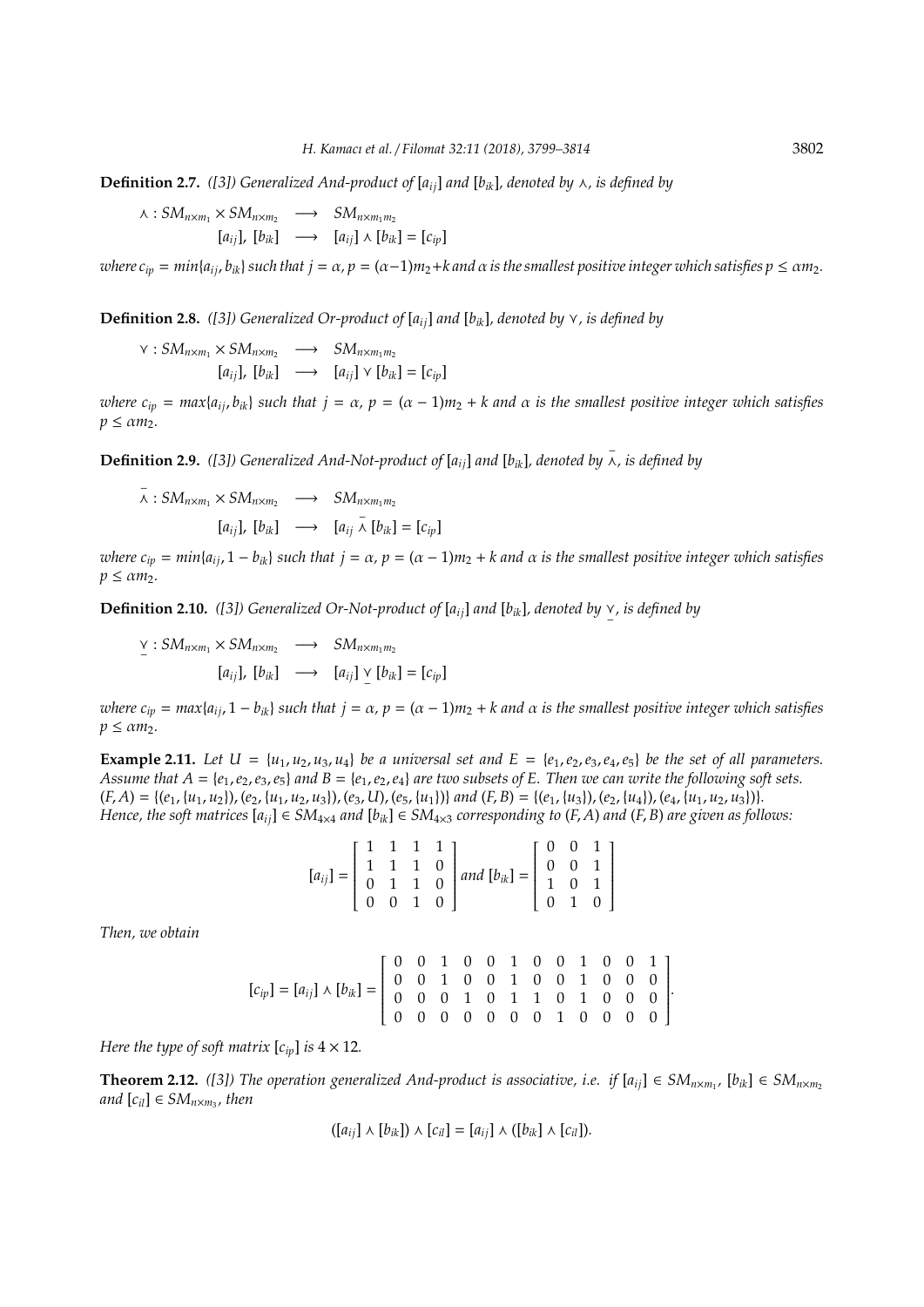**Definition 2.7.** *([3]) Generalized And-product of $[a_{ij}]$ and $[b_{ik}]$, denoted by $\wedge$, is defined by*

$$\begin{aligned} \wedge : SM_{n\times m_1} \times SM_{n\times m_2} &\longrightarrow SM_{n\times m_1 m_2} \\ [a_{ij}],\ [b_{ik}] &\longrightarrow [a_{ij}] \wedge [b_{ik}] = [c_{ip}] \end{aligned}$$

*where $c_{ip} = min\{a_{ij}, b_{ik}\}$ such that $j = \alpha$, $p = (\alpha-1)m_2+k$ and $\alpha$ is the smallest positive integer which satisfies $p \leq \alpha m_2$.*

**Definition 2.8.** *([3]) Generalized Or-product of $[a_{ij}]$ and $[b_{ik}]$, denoted by $\vee$, is defined by*

$$\begin{aligned} \vee : SM_{n\times m_1} \times SM_{n\times m_2} &\longrightarrow SM_{n\times m_1 m_2} \\ [a_{ij}],\ [b_{ik}] &\longrightarrow [a_{ij}] \vee [b_{ik}] = [c_{ip}] \end{aligned}$$

*where $c_{ip} = max\{a_{ij}, b_{ik}\}$ such that $j = \alpha$, $p = (\alpha-1)m_2+k$ and $\alpha$ is the smallest positive integer which satisfies $p \leq \alpha m_2$.*

**Definition 2.9.** *([3]) Generalized And-Not-product of $[a_{ij}]$ and $[b_{ik}]$, denoted by $\bar{\wedge}$, is defined by*

$$\begin{aligned} \bar{\wedge} : SM_{n\times m_1} \times SM_{n\times m_2} &\longrightarrow SM_{n\times m_1 m_2} \\ [a_{ij}],\ [b_{ik}] &\longrightarrow [a_{ij} \bar{\wedge} [b_{ik}] = [c_{ip}] \end{aligned}$$

*where $c_{ip} = min\{a_{ij}, 1-b_{ik}\}$ such that $j = \alpha$, $p = (\alpha-1)m_2+k$ and $\alpha$ is the smallest positive integer which satisfies $p \leq \alpha m_2$.*

**Definition 2.10.** *([3]) Generalized Or-Not-product of $[a_{ij}]$ and $[b_{ik}]$, denoted by $\underline{\vee}$, is defined by*

$$\begin{aligned} \underline{\vee} : SM_{n\times m_1} \times SM_{n\times m_2} &\longrightarrow SM_{n\times m_1 m_2} \\ [a_{ij}],\ [b_{ik}] &\longrightarrow [a_{ij}] \underline{\vee} [b_{ik}] = [c_{ip}] \end{aligned}$$

*where $c_{ip} = max\{a_{ij}, 1-b_{ik}\}$ such that $j = \alpha$, $p = (\alpha-1)m_2+k$ and $\alpha$ is the smallest positive integer which satisfies $p \leq \alpha m_2$.*

**Example 2.11.** *Let $U = \{u_1, u_2, u_3, u_4\}$ be a universal set and $E = \{e_1, e_2, e_3, e_4, e_5\}$ be the set of all parameters. Assume that $A = \{e_1, e_2, e_3, e_5\}$ and $B = \{e_1, e_2, e_4\}$ are two subsets of $E$. Then we can write the following soft sets. $(F, A) = \{(e_1, \{u_1, u_2\}), (e_2, \{u_1, u_2, u_3\}), (e_3, U), (e_5, \{u_1\})\}$ and $(F, B) = \{(e_1, \{u_3\}), (e_2, \{u_4\}), (e_4, \{u_1, u_2, u_3\})\}$. Hence, the soft matrices $[a_{ij}] \in SM_{4\times 4}$ and $[b_{ik}] \in SM_{4\times 3}$ corresponding to $(F, A)$ and $(F, B)$ are given as follows:*

$$[a_{ij}] = \begin{bmatrix} 1 & 1 & 1 & 1 \\ 1 & 1 & 1 & 0 \\ 0 & 1 & 1 & 0 \\ 0 & 0 & 1 & 0 \end{bmatrix} \text{ and } [b_{ik}] = \begin{bmatrix} 0 & 0 & 1 \\ 0 & 0 & 1 \\ 1 & 0 & 1 \\ 0 & 1 & 0 \end{bmatrix}$$

*Then, we obtain*

$$[c_{ip}] = [a_{ij}] \wedge [b_{ik}] = \begin{bmatrix} 0 & 0 & 1 & 0 & 0 & 1 & 0 & 0 & 1 & 0 & 0 & 1 \\ 0 & 0 & 1 & 0 & 0 & 1 & 0 & 0 & 1 & 0 & 0 & 0 \\ 0 & 0 & 0 & 1 & 0 & 1 & 1 & 0 & 1 & 0 & 0 & 0 \\ 0 & 0 & 0 & 0 & 0 & 0 & 0 & 1 & 0 & 0 & 0 & 0 \end{bmatrix}.$$

*Here the type of soft matrix $[c_{ip}]$ is $4 \times 12$.*

**Theorem 2.12.** *([3]) The operation generalized And-product is associative, i.e. if $[a_{ij}] \in SM_{n\times m_1}$, $[b_{ik}] \in SM_{n\times m_2}$ and $[c_{il}] \in SM_{n\times m_3}$, then*

$$([a_{ij}] \wedge [b_{ik}]) \wedge [c_{il}] = [a_{ij}] \wedge ([b_{ik}] \wedge [c_{il}]).$$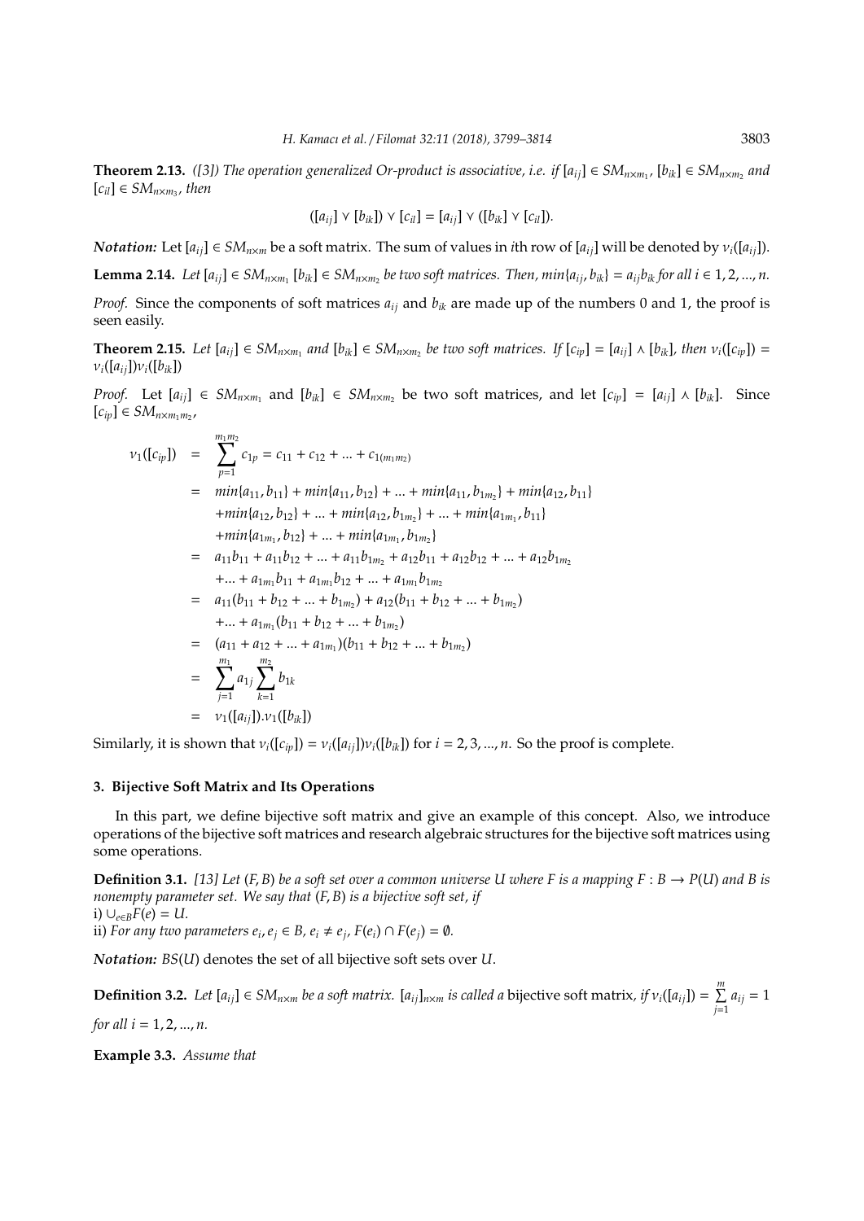**Theorem 2.13.** *([3]) The operation generalized Or-product is associative, i.e. if $[a_{ij}] \in SM_{n\times m_1}$, $[b_{ik}] \in SM_{n\times m_2}$ and $[c_{il}] \in SM_{n\times m_3}$, then*

$$([a_{ij}] \vee [b_{ik}]) \vee [c_{il}] = [a_{ij}] \vee ([b_{ik}] \vee [c_{il}]).$$

***Notation:*** Let $[a_{ij}] \in SM_{n\times m}$ be a soft matrix. The sum of values in $i$th row of $[a_{ij}]$ will be denoted by $v_i([a_{ij}])$.

**Lemma 2.14.** *Let $[a_{ij}] \in SM_{n\times m_1}$ $[b_{ik}] \in SM_{n\times m_2}$ be two soft matrices. Then, $min\{a_{ij}, b_{ik}\} = a_{ij}b_{ik}$ for all $i \in 1, 2, ..., n$.*

*Proof.* Since the components of soft matrices $a_{ij}$ and $b_{ik}$ are made up of the numbers 0 and 1, the proof is seen easily.

**Theorem 2.15.** *Let $[a_{ij}] \in SM_{n\times m_1}$ and $[b_{ik}] \in SM_{n\times m_2}$ be two soft matrices. If $[c_{ip}] = [a_{ij}] \wedge [b_{ik}]$, then $v_i([c_{ip}]) = v_i([a_{ij}])v_i([b_{ik}])$*

*Proof.* Let $[a_{ij}] \in SM_{n\times m_1}$ and $[b_{ik}] \in SM_{n\times m_2}$ be two soft matrices, and let $[c_{ip}] = [a_{ij}] \wedge [b_{ik}]$. Since $[c_{ip}] \in SM_{n\times m_1 m_2}$,

$$\begin{aligned}
v_1([c_{ip}]) &= \sum_{p=1}^{m_1 m_2} c_{1p} = c_{11} + c_{12} + ... + c_{1(m_1 m_2)} \\
&= min\{a_{11}, b_{11}\} + min\{a_{11}, b_{12}\} + ... + min\{a_{11}, b_{1m_2}\} + min\{a_{12}, b_{11}\} \\
&\quad + min\{a_{12}, b_{12}\} + ... + min\{a_{12}, b_{1m_2}\} + ... + min\{a_{1m_1}, b_{11}\} \\
&\quad + min\{a_{1m_1}, b_{12}\} + ... + min\{a_{1m_1}, b_{1m_2}\} \\
&= a_{11}b_{11} + a_{11}b_{12} + ... + a_{11}b_{1m_2} + a_{12}b_{11} + a_{12}b_{12} + ... + a_{12}b_{1m_2} \\
&\quad + ... + a_{1m_1}b_{11} + a_{1m_1}b_{12} + ... + a_{1m_1}b_{1m_2} \\
&= a_{11}(b_{11} + b_{12} + ... + b_{1m_2}) + a_{12}(b_{11} + b_{12} + ... + b_{1m_2}) \\
&\quad + ... + a_{1m_1}(b_{11} + b_{12} + ... + b_{1m_2}) \\
&= (a_{11} + a_{12} + ... + a_{1m_1})(b_{11} + b_{12} + ... + b_{1m_2}) \\
&= \sum_{j=1}^{m_1} a_{1j} \sum_{k=1}^{m_2} b_{1k} \\
&= v_1([a_{ij}]).v_1([b_{ik}])
\end{aligned}$$

Similarly, it is shown that $v_i([c_{ip}]) = v_i([a_{ij}])v_i([b_{ik}])$ for $i = 2, 3, ..., n$. So the proof is complete.

## 3. Bijective Soft Matrix and Its Operations

In this part, we define bijective soft matrix and give an example of this concept. Also, we introduce operations of the bijective soft matrices and research algebraic structures for the bijective soft matrices using some operations.

**Definition 3.1.** *[13] Let $(F, B)$ be a soft set over a common universe $U$ where $F$ is a mapping $F : B \to P(U)$ and $B$ is nonempty parameter set. We say that $(F, B)$ is a bijective soft set, if*
i) $\cup_{e\in B} F(e) = U$.
ii) *For any two parameters $e_i, e_j \in B$, $e_i \neq e_j$, $F(e_i) \cap F(e_j) = \emptyset$.*

***Notation:*** $BS(U)$ denotes the set of all bijective soft sets over $U$.

**Definition 3.2.** *Let $[a_{ij}] \in SM_{n\times m}$ be a soft matrix. $[a_{ij}]_{n\times m}$ is called a* bijective soft matrix, *if $v_i([a_{ij}]) = \sum_{j=1}^{m} a_{ij} = 1$ for all $i = 1, 2, ..., n$.*

**Example 3.3.** *Assume that*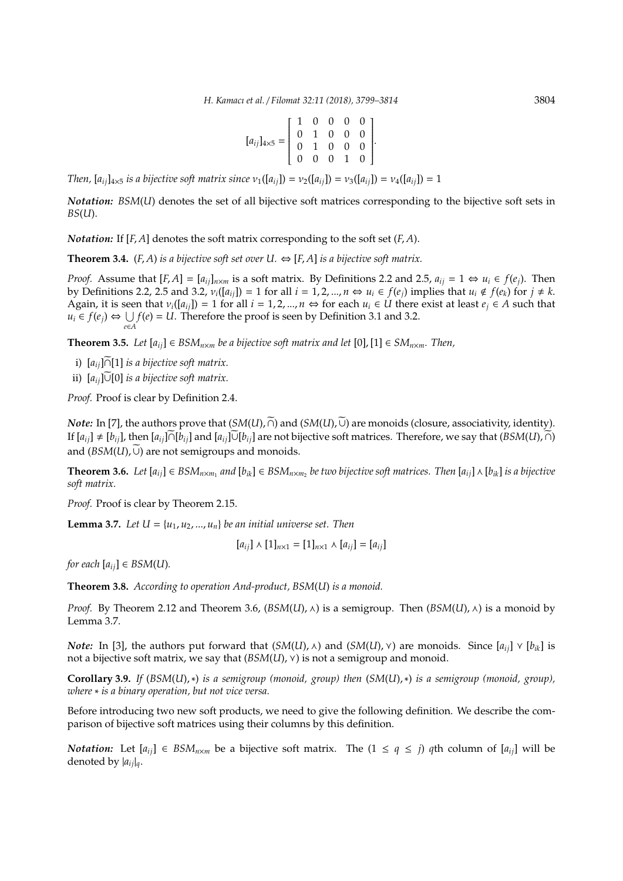$$[a_{ij}]_{4\times 5} = \begin{bmatrix} 1 & 0 & 0 & 0 & 0 \\ 0 & 1 & 0 & 0 & 0 \\ 0 & 1 & 0 & 0 & 0 \\ 0 & 0 & 0 & 1 & 0 \end{bmatrix}.$$

*Then, $[a_{ij}]_{4\times 5}$ is a bijective soft matrix since $\nu_1([a_{ij}]) = \nu_2([a_{ij}]) = \nu_3([a_{ij}]) = \nu_4([a_{ij}]) = 1$*

***Notation:*** $BSM(U)$ denotes the set of all bijective soft matrices corresponding to the bijective soft sets in $BS(U)$.

***Notation:*** If $[F, A]$ denotes the soft matrix corresponding to the soft set $(F, A)$.

**Theorem 3.4.** *$(F, A)$ is a bijective soft set over $U$. $\Leftrightarrow$ $[F, A]$ is a bijective soft matrix.*

*Proof.* Assume that $[F, A] = [a_{ij}]_{n\times m}$ is a soft matrix. By Definitions 2.2 and 2.5, $a_{ij} = 1 \Leftrightarrow u_i \in f(e_j)$. Then by Definitions 2.2, 2.5 and 3.2, $\nu_i([a_{ij}]) = 1$ for all $i = 1, 2, ..., n \Leftrightarrow u_i \in f(e_j)$ implies that $u_i \notin f(e_k)$ for $j \neq k$. Again, it is seen that $\nu_i([a_{ij}]) = 1$ for all $i = 1, 2, ..., n \Leftrightarrow$ for each $u_i \in U$ there exist at least $e_j \in A$ such that $u_i \in f(e_j) \Leftrightarrow \bigcup\limits_{e\in A} f(e) = U$. Therefore the proof is seen by Definition 3.1 and 3.2.

**Theorem 3.5.** *Let $[a_{ij}] \in BSM_{n\times m}$ be a bijective soft matrix and let $[0], [1] \in SM_{n\times m}$. Then,*

i) *$[a_{ij}]\widetilde{\cap}[1]$ is a bijective soft matrix.*
ii) *$[a_{ij}]\widetilde{\cup}[0]$ is a bijective soft matrix.*

*Proof.* Proof is clear by Definition 2.4.

***Note:*** In [7], the authors prove that $(SM(U), \widetilde{\cap})$ and $(SM(U), \widetilde{\cup})$ are monoids (closure, associativity, identity). If $[a_{ij}] \neq [b_{ij}]$, then $[a_{ij}]\widetilde{\cap}[b_{ij}]$ and $[a_{ij}]\widetilde{\cup}[b_{ij}]$ are not bijective soft matrices. Therefore, we say that $(BSM(U), \widetilde{\cap})$ and $(BSM(U), \widetilde{\cup})$ are not semigroups and monoids.

**Theorem 3.6.** *Let $[a_{ij}] \in BSM_{n\times m_1}$ and $[b_{ik}] \in BSM_{n\times m_2}$ be two bijective soft matrices. Then $[a_{ij}] \wedge [b_{ik}]$ is a bijective soft matrix.*

*Proof.* Proof is clear by Theorem 2.15.

**Lemma 3.7.** *Let $U = \{u_1, u_2, ..., u_n\}$ be an initial universe set. Then*

$$[a_{ij}] \wedge [1]_{n\times 1} = [1]_{n\times 1} \wedge [a_{ij}] = [a_{ij}]$$

*for each $[a_{ij}] \in BSM(U)$.*

**Theorem 3.8.** *According to operation And-product, $BSM(U)$ is a monoid.*

*Proof.* By Theorem 2.12 and Theorem 3.6, $(BSM(U), \wedge)$ is a semigroup. Then $(BSM(U), \wedge)$ is a monoid by Lemma 3.7.

***Note:*** In [3], the authors put forward that $(SM(U), \wedge)$ and $(SM(U), \vee)$ are monoids. Since $[a_{ij}] \vee [b_{ik}]$ is not a bijective soft matrix, we say that $(BSM(U), \vee)$ is not a semigroup and monoid.

**Corollary 3.9.** *If $(BSM(U), *)$ is a semigroup (monoid, group) then $(SM(U), *)$ is a semigroup (monoid, group), where $*$ is a binary operation, but not vice versa.*

Before introducing two new soft products, we need to give the following definition. We describe the comparison of bijective soft matrices using their columns by this definition.

***Notation:*** Let $[a_{ij}] \in BSM_{n\times m}$ be a bijective soft matrix. The $(1 \leq q \leq j)$ $q$th column of $[a_{ij}]$ will be denoted by $|a_{ij}|_q$.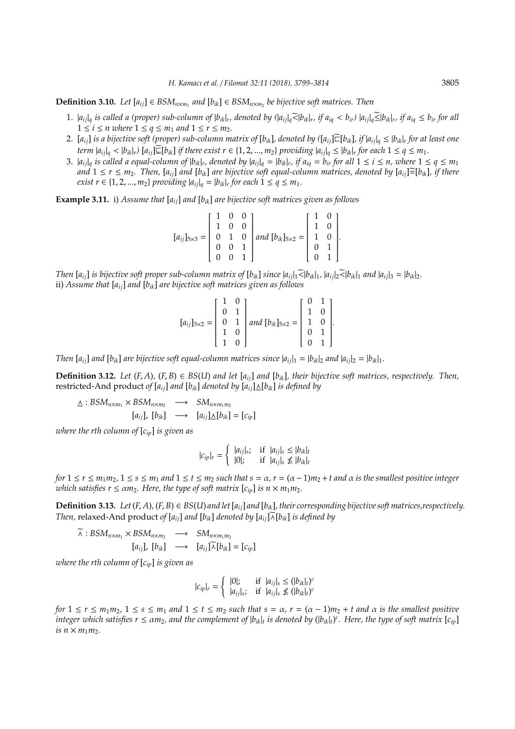**Definition 3.10.** *Let $[a_{ij}] \in BSM_{n\times m_1}$ and $[b_{ik}] \in BSM_{n\times m_2}$ be bijective soft matrices. Then*

1. *$|a_{ij}|_q$ is called a (proper) sub-column of $|b_{ik}|_r$, denoted by ($|a_{ij}|_q \widetilde{<} |b_{ik}|_r$, if $a_{iq} < b_{ir}$) $|a_{ij}|_q \widetilde{\leq} |b_{ik}|_r$, if $a_{iq} \leq b_{ir}$ for all $1 \leq i \leq n$ where $1 \leq q \leq m_1$ and $1 \leq r \leq m_2$.*
2. *$[a_{ij}]$ is a bijective soft (proper) sub-column matrix of $[b_{ik}]$, denoted by ($[a_{ij}] \widetilde{\sqsubset} [b_{ik}]$, if $|a_{ij}|_q \leq |b_{ik}|_r$ for at least one term $|a_{ij}|_q < |b_{ik}|_r$) $[a_{ij}] \widetilde{\sqsubseteq} [b_{ik}]$ if there exist $r \in \{1, 2, ..., m_2\}$ providing $|a_{ij}|_q \leq |b_{ik}|_r$ for each $1 \leq q \leq m_1$.*
3. *$|a_{ij}|_q$ is called a equal-column of $|b_{ik}|_r$, denoted by $|a_{ij}|_q = |b_{ik}|_r$, if $a_{iq} = b_{ir}$ for all $1 \leq i \leq n$, where $1 \leq q \leq m_1$ and $1 \leq r \leq m_2$. Then, $[a_{ij}]$ and $[b_{ik}]$ are bijective soft equal-column matrices, denoted by $[a_{ij}] \widetilde{\equiv} [b_{ik}]$, if there exist $r \in \{1, 2, ..., m_2\}$ providing $|a_{ij}|_q = |b_{ik}|_r$ for each $1 \leq q \leq m_1$.*

**Example 3.11.** i) *Assume that $[a_{ij}]$ and $[b_{ik}]$ are bijective soft matrices given as follows*

$$[a_{ij}]_{5\times 3} = \begin{bmatrix} 1 & 0 & 0 \\ 1 & 0 & 0 \\ 0 & 1 & 0 \\ 0 & 0 & 1 \\ 0 & 0 & 1 \end{bmatrix} \text{ and } [b_{ik}]_{5\times 2} = \begin{bmatrix} 1 & 0 \\ 1 & 0 \\ 1 & 0 \\ 0 & 1 \\ 0 & 1 \end{bmatrix}.$$

*Then $[a_{ij}]$ is bijective soft proper sub-column matrix of $[b_{ik}]$ since $|a_{ij}|_1 \widetilde{<} |b_{ik}|_1$, $|a_{ij}|_2 \widetilde{<} |b_{ik}|_1$ and $|a_{ij}|_3 = |b_{ik}|_2$.*
ii) *Assume that $[a_{ij}]$ and $[b_{ik}]$ are bijective soft matrices given as follows*

$$[a_{ij}]_{5\times 2} = \begin{bmatrix} 1 & 0 \\ 0 & 1 \\ 0 & 1 \\ 1 & 0 \\ 1 & 0 \end{bmatrix} \text{ and } [b_{ik}]_{5\times 2} = \begin{bmatrix} 0 & 1 \\ 1 & 0 \\ 1 & 0 \\ 0 & 1 \\ 0 & 1 \end{bmatrix}.$$

*Then $[a_{ij}]$ and $[b_{ik}]$ are bijective soft equal-column matrices since $|a_{ij}|_1 = |b_{ik}|_2$ and $|a_{ij}|_2 = |b_{ik}|_1$.*

**Definition 3.12.** *Let $(F, A)$, $(F, B) \in BS(U)$ and let $[a_{ij}]$ and $[b_{ik}]$, their bijective soft matrices, respectively. Then,* restricted-And product *of $[a_{ij}]$ and $[b_{ik}]$ denoted by $[a_{ij}] \underline{\wedge} [b_{ik}]$ is defined by*

$$\begin{aligned} \underline{\wedge} : BSM_{n\times m_1} \times BSM_{n\times m_2} &\longrightarrow SM_{n\times m_1 m_2} \\ [a_{ij}],\ [b_{ik}] &\longrightarrow [a_{ij}] \underline{\wedge} [b_{ik}] = [c_{ip}] \end{aligned}$$

*where the rth column of $[c_{ip}]$ is given as*

$$|c_{ip}|_r = \begin{cases} |a_{ij}|_s; & \text{if } |a_{ij}|_s \leq |b_{ik}|_t \\ |0|; & \text{if } |a_{ij}|_s \nleq |b_{ik}|_t \end{cases}$$

*for $1 \leq r \leq m_1 m_2$, $1 \leq s \leq m_1$ and $1 \leq t \leq m_2$ such that $s = \alpha$, $r = (\alpha - 1)m_2 + t$ and $\alpha$ is the smallest positive integer which satisfies $r \leq \alpha m_2$. Here, the type of soft matrix $[c_{ip}]$ is $n \times m_1 m_2$.*

**Definition 3.13.** *Let $(F, A)$, $(F, B) \in BS(U)$ and let $[a_{ij}]$ and $[b_{ik}]$, their corresponding bijective soft matrices, respectively. Then,* relaxed-And product *of $[a_{ij}]$ and $[b_{ik}]$ denoted by $[a_{ij}] \widetilde{\wedge} [b_{ik}]$ is defined by*

$$\begin{aligned} \widetilde{\wedge} : BSM_{n\times m_1} \times BSM_{n\times m_2} &\longrightarrow SM_{n\times m_1 m_2} \\ [a_{ij}],\ [b_{ik}] &\longrightarrow [a_{ij}] \widetilde{\wedge} [b_{ik}] = [c_{ip}] \end{aligned}$$

*where the rth column of $[c_{ip}]$ is given as*

$$|c_{ip}|_r = \begin{cases} |0|; & \text{if } |a_{ij}|_s \leq (|b_{ik}|_t)^c \\ |a_{ij}|_s; & \text{if } |a_{ij}|_s \nleq (|b_{ik}|_t)^c \end{cases}$$

*for $1 \leq r \leq m_1 m_2$, $1 \leq s \leq m_1$ and $1 \leq t \leq m_2$ such that $s = \alpha$, $r = (\alpha - 1)m_2 + t$ and $\alpha$ is the smallest positive integer which satisfies $r \leq \alpha m_2$, and the complement of $|b_{ik}|_t$ is denoted by $(|b_{ik}|_t)^c$. Here, the type of soft matrix $[c_{ip}]$ is $n \times m_1 m_2$.*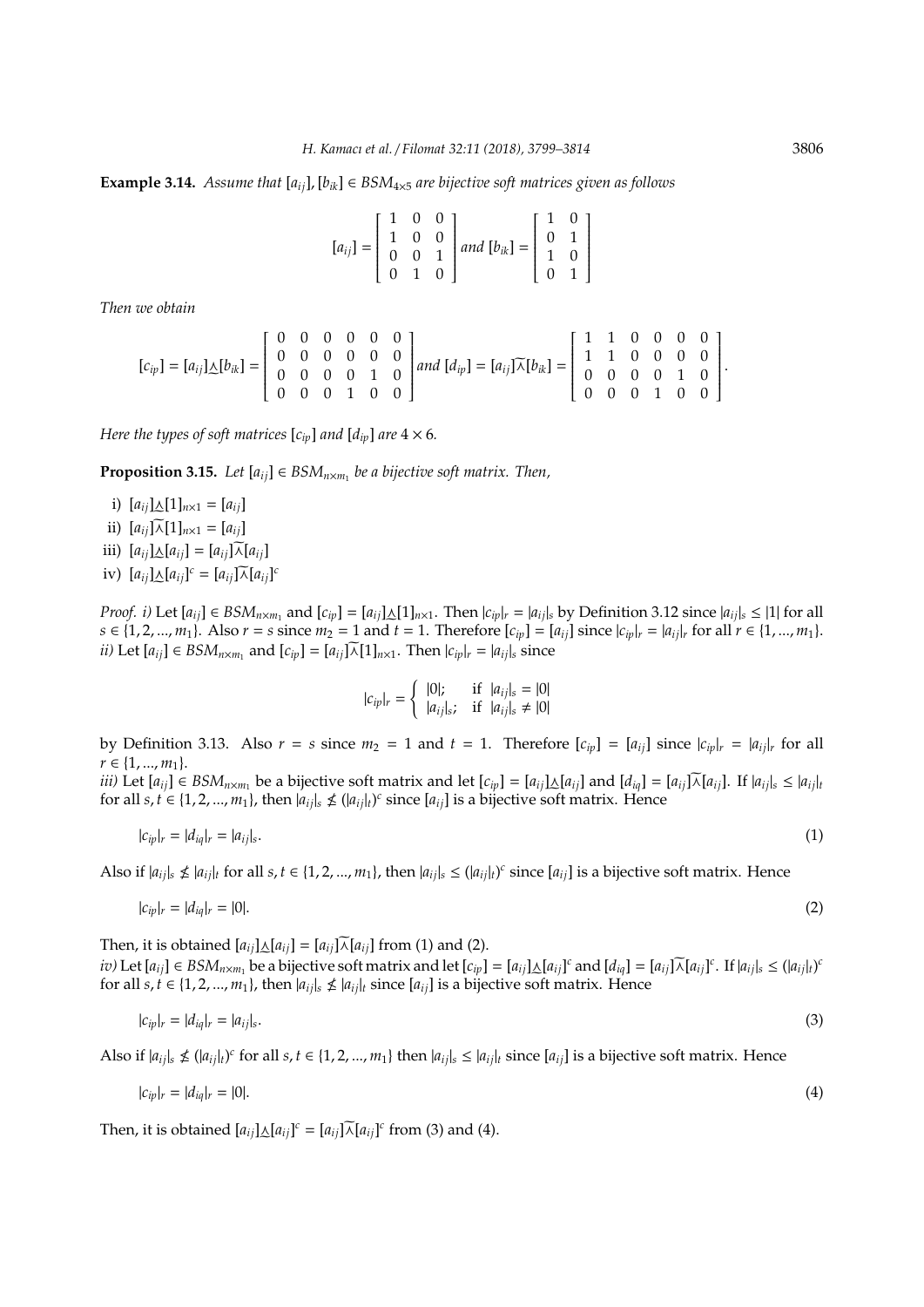**Example 3.14.** *Assume that $[a_{ij}], [b_{ik}] \in BSM_{4\times 5}$ are bijective soft matrices given as follows*

$$[a_{ij}] = \begin{bmatrix} 1 & 0 & 0 \\ 1 & 0 & 0 \\ 0 & 0 & 1 \\ 0 & 1 & 0 \end{bmatrix} \text{ and } [b_{ik}] = \begin{bmatrix} 1 & 0 \\ 0 & 1 \\ 1 & 0 \\ 0 & 1 \end{bmatrix}$$

*Then we obtain*

$$[c_{ip}] = [a_{ij}]\underline{\wedge}[b_{ik}] = \begin{bmatrix} 0 & 0 & 0 & 0 & 0 & 0 \\ 0 & 0 & 0 & 0 & 0 & 0 \\ 0 & 0 & 0 & 0 & 1 & 0 \\ 0 & 0 & 0 & 1 & 0 & 0 \end{bmatrix} \text{ and } [d_{ip}] = [a_{ij}]\widetilde{\overline{\wedge}}[b_{ik}] = \begin{bmatrix} 1 & 1 & 0 & 0 & 0 & 0 \\ 1 & 1 & 0 & 0 & 0 & 0 \\ 0 & 0 & 0 & 0 & 1 & 0 \\ 0 & 0 & 0 & 1 & 0 & 0 \end{bmatrix}.$$

*Here the types of soft matrices $[c_{ip}]$ and $[d_{ip}]$ are $4 \times 6$.*

**Proposition 3.15.** *Let $[a_{ij}] \in BSM_{n\times m_1}$ be a bijective soft matrix. Then,*

i) $[a_{ij}]\underline{\wedge}[1]_{n\times 1} = [a_{ij}]$

ii) $[a_{ij}]\widetilde{\overline{\wedge}}[1]_{n\times 1} = [a_{ij}]$

iii) $[a_{ij}]\underline{\wedge}[a_{ij}] = [a_{ij}]\widetilde{\overline{\wedge}}[a_{ij}]$

iv) $[a_{ij}]\underline{\wedge}[a_{ij}]^c = [a_{ij}]\widetilde{\overline{\wedge}}[a_{ij}]^c$

*Proof. i)* Let $[a_{ij}] \in BSM_{n\times m_1}$ and $[c_{ip}] = [a_{ij}]\underline{\wedge}[1]_{n\times 1}$. Then $|c_{ip}|_r = |a_{ij}|_s$ by Definition 3.12 since $|a_{ij}|_s \leq |1|$ for all $s \in \{1, 2, ..., m_1\}$. Also $r = s$ since $m_2 = 1$ and $t = 1$. Therefore $[c_{ip}] = [a_{ij}]$ since $|c_{ip}|_r = |a_{ij}|_r$ for all $r \in \{1, ..., m_1\}$.
*ii)* Let $[a_{ij}] \in BSM_{n\times m_1}$ and $[c_{ip}] = [a_{ij}]\widetilde{\overline{\wedge}}[1]_{n\times 1}$. Then $|c_{ip}|_r = |a_{ij}|_s$ since

$$|c_{ip}|_r = \begin{cases} |0|; & \text{if } |a_{ij}|_s = |0| \\ |a_{ij}|_s; & \text{if } |a_{ij}|_s \neq |0| \end{cases}$$

by Definition 3.13. Also $r = s$ since $m_2 = 1$ and $t = 1$. Therefore $[c_{ip}] = [a_{ij}]$ since $|c_{ip}|_r = |a_{ij}|_r$ for all $r \in \{1, ..., m_1\}$.
*iii)* Let $[a_{ij}] \in BSM_{n\times m_1}$ be a bijective soft matrix and let $[c_{ip}] = [a_{ij}]\underline{\wedge}[a_{ij}]$ and $[d_{iq}] = [a_{ij}]\widetilde{\overline{\wedge}}[a_{ij}]$. If $|a_{ij}|_s \leq |a_{ij}|_t$ for all $s, t \in \{1, 2, ..., m_1\}$, then $|a_{ij}|_s \nleq (|a_{ij}|_t)^c$ since $[a_{ij}]$ is a bijective soft matrix. Hence

$$|c_{ip}|_r = |d_{iq}|_r = |a_{ij}|_s. \tag{1}$$

Also if $|a_{ij}|_s \nleq |a_{ij}|_t$ for all $s, t \in \{1, 2, ..., m_1\}$, then $|a_{ij}|_s \leq (|a_{ij}|_t)^c$ since $[a_{ij}]$ is a bijective soft matrix. Hence

$$|c_{ip}|_r = |d_{iq}|_r = |0|. \tag{2}$$

Then, it is obtained $[a_{ij}]\underline{\wedge}[a_{ij}] = [a_{ij}]\widetilde{\overline{\wedge}}[a_{ij}]$ from (1) and (2).
*iv)* Let $[a_{ij}] \in BSM_{n\times m_1}$ be a bijective soft matrix and let $[c_{ip}] = [a_{ij}]\underline{\wedge}[a_{ij}]^c$ and $[d_{iq}] = [a_{ij}]\widetilde{\overline{\wedge}}[a_{ij}]^c$. If $|a_{ij}|_s \leq (|a_{ij}|_t)^c$ for all $s, t \in \{1, 2, ..., m_1\}$, then $|a_{ij}|_s \nleq |a_{ij}|_t$ since $[a_{ij}]$ is a bijective soft matrix. Hence

$$|c_{ip}|_r = |d_{iq}|_r = |a_{ij}|_s. \tag{3}$$

Also if $|a_{ij}|_s \nleq (|a_{ij}|_t)^c$ for all $s, t \in \{1, 2, ..., m_1\}$ then $|a_{ij}|_s \leq |a_{ij}|_t$ since $[a_{ij}]$ is a bijective soft matrix. Hence

$$|c_{ip}|_r = |d_{iq}|_r = |0|. \tag{4}$$

Then, it is obtained $[a_{ij}]\underline{\wedge}[a_{ij}]^c = [a_{ij}]\widetilde{\overline{\wedge}}[a_{ij}]^c$ from (3) and (4).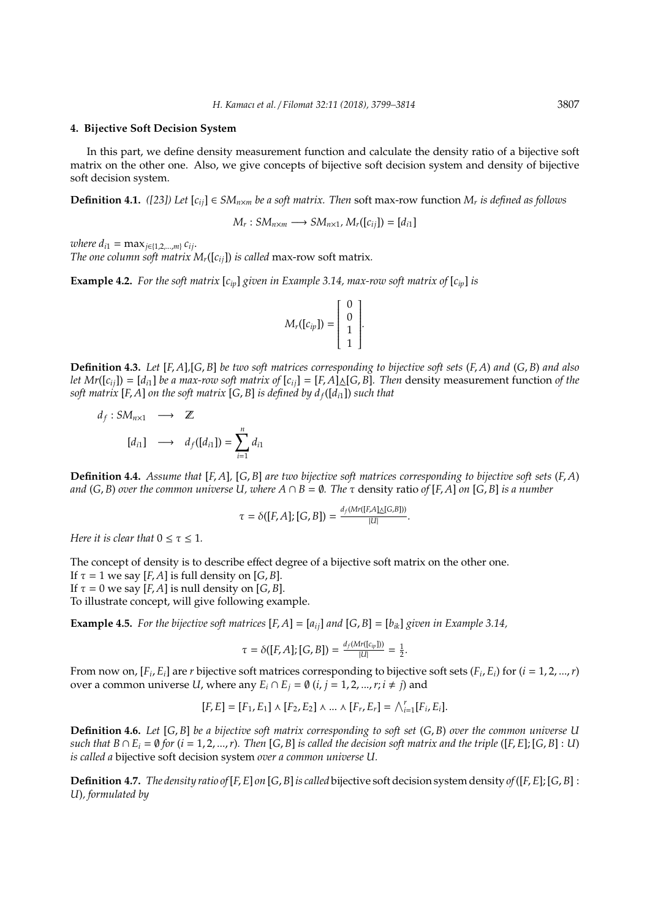## 4. Bijective Soft Decision System

In this part, we define density measurement function and calculate the density ratio of a bijective soft matrix on the other one. Also, we give concepts of bijective soft decision system and density of bijective soft decision system.

**Definition 4.1.** *([23]) Let $[c_{ij}] \in SM_{n\times m}$ be a soft matrix. Then* soft max-row function *$M_r$ is defined as follows*

$$M_r : SM_{n\times m} \longrightarrow SM_{n\times 1}, M_r([c_{ij}]) = [d_{i1}]$$

*where $d_{i1} = \max_{j\in\{1,2,...,m\}} c_{ij}$.*
*The one column soft matrix $M_r([c_{ij}])$ is called* max-row soft matrix*.*

**Example 4.2.** *For the soft matrix $[c_{ip}]$ given in Example 3.14, max-row soft matrix of $[c_{ip}]$ is*

$$M_r([c_{ip}]) = \begin{bmatrix} 0 \\ 0 \\ 1 \\ 1 \end{bmatrix}.$$

**Definition 4.3.** *Let $[F, A]$,$[G, B]$ be two soft matrices corresponding to bijective soft sets $(F, A)$ and $(G, B)$ and also let $Mr([c_{ij}]) = [d_{i1}]$ be a max-row soft matrix of $[c_{ij}] = [F, A]\underline{\land}[G, B]$. Then* density measurement function *of the soft matrix $[F, A]$ on the soft matrix $[G, B]$ is defined by $d_f([d_{i1}])$ such that*

$$d_f : SM_{n\times 1} \longrightarrow \mathbb{Z}$$
$$[d_{i1}] \longrightarrow d_f([d_{i1}]) = \sum_{i=1}^{n} d_{i1}$$

**Definition 4.4.** *Assume that $[F, A]$, $[G, B]$ are two bijective soft matrices corresponding to bijective soft sets $(F, A)$ and $(G, B)$ over the common universe $U$, where $A \cap B = \emptyset$. The $\tau$* density ratio *of $[F, A]$ on $[G, B]$ is a number*

$$\tau = \delta([F, A]; [G, B]) = \frac{d_f(Mr([F, A]\underline{\land}[G, B]))}{|U|}.$$

*Here it is clear that $0 \leq \tau \leq 1$.*

The concept of density is to describe effect degree of a bijective soft matrix on the other one.
If $\tau = 1$ we say $[F, A]$ is full density on $[G, B]$.
If $\tau = 0$ we say $[F, A]$ is null density on $[G, B]$.
To illustrate concept, will give following example.

**Example 4.5.** *For the bijective soft matrices $[F, A] = [a_{ij}]$ and $[G, B] = [b_{ik}]$ given in Example 3.14,*

$$\tau = \delta([F, A]; [G, B]) = \frac{d_f(Mr([c_{ip}]))}{|U|} = \frac{1}{2}.$$

From now on, $[F_i, E_i]$ are $r$ bijective soft matrices corresponding to bijective soft sets $(F_i, E_i)$ for $(i = 1, 2, ..., r)$ over a common universe $U$, where any $E_i \cap E_j = \emptyset$ $(i, j = 1, 2, ..., r; i \neq j)$ and

$$[F, E] = [F_1, E_1] \land [F_2, E_2] \land ... \land [F_r, E_r] = \bigwedge_{i=1}^{r} [F_i, E_i].$$

**Definition 4.6.** *Let $[G, B]$ be a bijective soft matrix corresponding to soft set $(G, B)$ over the common universe $U$ such that $B \cap E_i = \emptyset$ for $(i = 1, 2, ..., r)$. Then $[G, B]$ is called the decision soft matrix and the triple $([F, E]; [G, B] : U)$ is called a* bijective soft decision system *over a common universe $U$.*

**Definition 4.7.** *The density ratio of $[F, E]$ on $[G, B]$ is called* bijective soft decision system density *of $([F, E]; [G, B] : U)$, formulated by*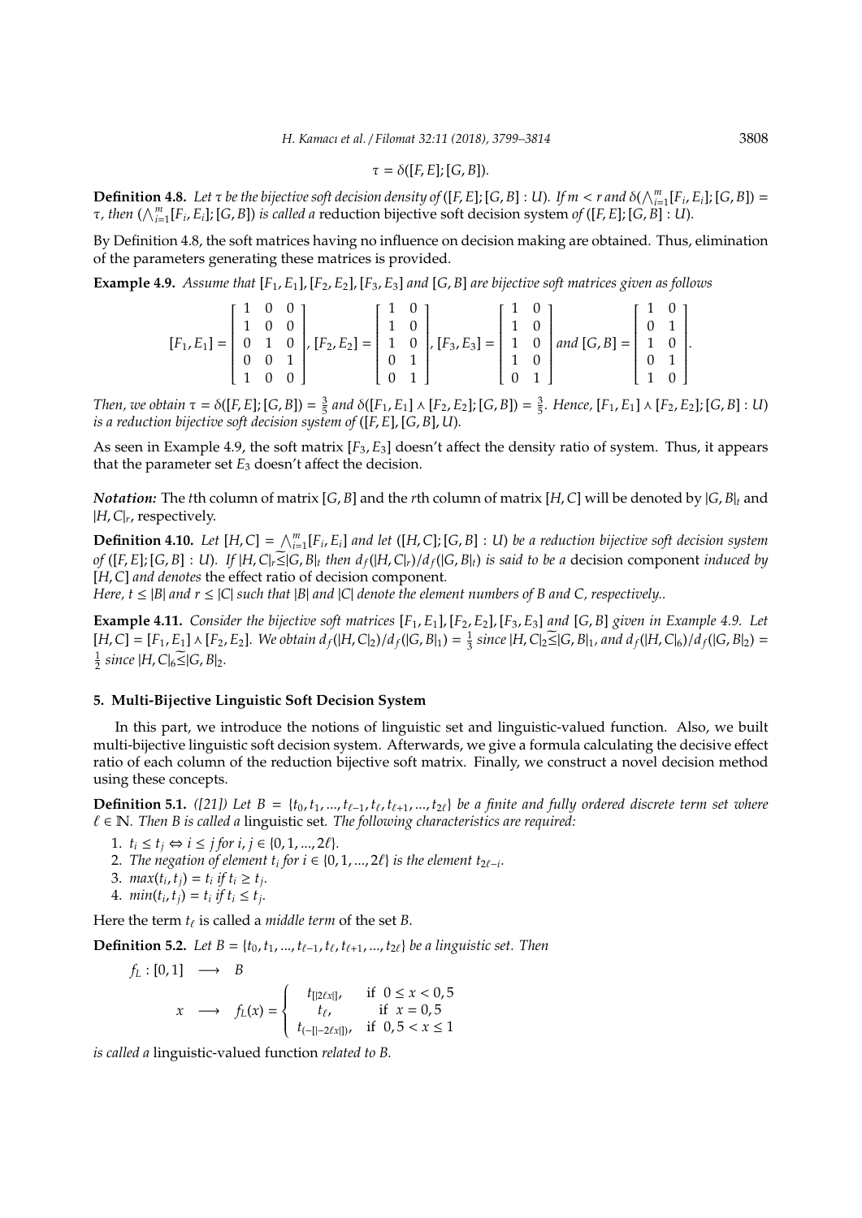$$\tau = \delta([F,E];[G,B]).$$

**Definition 4.8.** *Let $\tau$ be the bijective soft decision density of $([F,E];[G,B]:U)$. If $m < r$ and $\delta(\bigwedge_{i=1}^{m}[F_i,E_i];[G,B]) = \tau$, then $(\bigwedge_{i=1}^{m}[F_i,E_i];[G,B])$ is called a* reduction bijective soft decision system *of $([F,E];[G,B]:U)$.*

By Definition 4.8, the soft matrices having no influence on decision making are obtained. Thus, elimination of the parameters generating these matrices is provided.

**Example 4.9.** *Assume that $[F_1,E_1],[F_2,E_2],[F_3,E_3]$ and $[G,B]$ are bijective soft matrices given as follows*

$$[F_1,E_1] = \begin{bmatrix} 1 & 0 & 0 \\ 1 & 0 & 0 \\ 0 & 1 & 0 \\ 0 & 0 & 1 \\ 1 & 0 & 0 \end{bmatrix}, [F_2,E_2] = \begin{bmatrix} 1 & 0 \\ 1 & 0 \\ 1 & 0 \\ 0 & 1 \\ 0 & 1 \end{bmatrix}, [F_3,E_3] = \begin{bmatrix} 1 & 0 \\ 1 & 0 \\ 1 & 0 \\ 1 & 0 \\ 0 & 1 \end{bmatrix} \text{ and } [G,B] = \begin{bmatrix} 1 & 0 \\ 0 & 1 \\ 1 & 0 \\ 0 & 1 \\ 1 & 0 \end{bmatrix}.$$

*Then, we obtain $\tau = \delta([F,E];[G,B]) = \frac{3}{5}$ and $\delta([F_1,E_1] \wedge [F_2,E_2];[G,B]) = \frac{3}{5}$. Hence, $[F_1,E_1] \wedge [F_2,E_2];[G,B]:U)$ is a reduction bijective soft decision system of $([F,E],[G,B],U)$.*

As seen in Example 4.9, the soft matrix $[F_3,E_3]$ doesn't affect the density ratio of system. Thus, it appears that the parameter set $E_3$ doesn't affect the decision.

***Notation:*** The $t$th column of matrix $[G,B]$ and the $r$th column of matrix $[H,C]$ will be denoted by $|G,B|_t$ and $|H,C|_r$, respectively.

**Definition 4.10.** *Let $[H,C] = \bigwedge_{i=1}^{m}[F_i,E_i]$ and let $([H,C];[G,B]:U)$ be a reduction bijective soft decision system of $([F,E];[G,B]:U)$. If $|H,C|_r \widetilde{\leq} |G,B|_t$ then $d_f(|H,C|_r)/d_f(|G,B|_t)$ is said to be a* decision component *induced by $[H,C]$ and denotes* the effect ratio of decision component*.*
*Here, $t \leq |B|$ and $r \leq |C|$ such that $|B|$ and $|C|$ denote the element numbers of $B$ and $C$, respectively..*

**Example 4.11.** *Consider the bijective soft matrices $[F_1,E_1],[F_2,E_2],[F_3,E_3]$ and $[G,B]$ given in Example 4.9. Let $[H,C] = [F_1,E_1] \wedge [F_2,E_2]$. We obtain $d_f(|H,C|_2)/d_f(|G,B|_1) = \frac{1}{3}$ since $|H,C|_2 \widetilde{\leq} |G,B|_1$, and $d_f(|H,C|_6)/d_f(|G,B|_2) = \frac{1}{2}$ since $|H,C|_6 \widetilde{\leq} |G,B|_2$.*

## 5. Multi-Bijective Linguistic Soft Decision System

In this part, we introduce the notions of linguistic set and linguistic-valued function. Also, we built multi-bijective linguistic soft decision system. Afterwards, we give a formula calculating the decisive effect ratio of each column of the reduction bijective soft matrix. Finally, we construct a novel decision method using these concepts.

**Definition 5.1.** *([21]) Let $B = \{t_0, t_1, ..., t_{\ell-1}, t_\ell, t_{\ell+1}, ..., t_{2\ell}\}$ be a finite and fully ordered discrete term set where $\ell \in \mathbb{N}$. Then $B$ is called a* linguistic set*. The following characteristics are required:*

1. *$t_i \leq t_j \Leftrightarrow i \leq j$ for $i, j \in \{0, 1, ..., 2\ell\}$.*
2. *The negation of element $t_i$ for $i \in \{0, 1, ..., 2\ell\}$ is the element $t_{2\ell-i}$.*
3. *$max(t_i, t_j) = t_i$ if $t_i \geq t_j$.*
4. *$min(t_i, t_j) = t_i$ if $t_i \leq t_j$.*

Here the term $t_\ell$ is called a *middle term* of the set $B$.

**Definition 5.2.** *Let $B = \{t_0, t_1, ..., t_{\ell-1}, t_\ell, t_{\ell+1}, ..., t_{2\ell}\}$ be a linguistic set. Then*

$$f_L : [0,1] \longrightarrow B$$
$$x \longrightarrow f_L(x) = \begin{cases} t_{[|2\ell x|]}, & \text{if } 0 \leq x < 0,5 \\ t_\ell, & \text{if } x = 0,5 \\ t_{(-[|-2\ell x|])}, & \text{if } 0,5 < x \leq 1 \end{cases}$$

*is called a* linguistic-valued function *related to B.*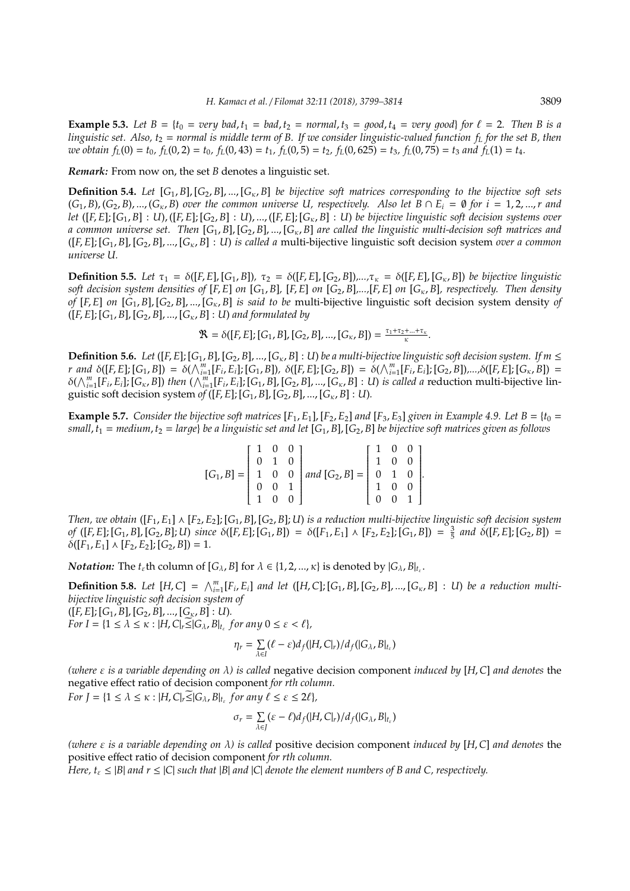**Example 5.3.** *Let $B = \{t_0 = \text{very bad}, t_1 = \text{bad}, t_2 = \text{normal}, t_3 = \text{good}, t_4 = \text{very good}\}$ for $\ell = 2$. Then $B$ is a linguistic set. Also, $t_2 = \text{normal}$ is middle term of $B$. If we consider linguistic-valued function $f_L$ for the set $B$, then we obtain $f_L(0) = t_0$, $f_L(0,2) = t_0$, $f_L(0,43) = t_1$, $f_L(0,5) = t_2$, $f_L(0,625) = t_3$, $f_L(0,75) = t_3$ and $f_L(1) = t_4$.*

***Remark:*** From now on, the set $B$ denotes a linguistic set.

**Definition 5.4.** *Let $[G_1, B], [G_2, B], ..., [G_\kappa, B]$ be bijective soft matrices corresponding to the bijective soft sets $(G_1, B), (G_2, B), ..., (G_\kappa, B)$ over the common universe $U$, respectively. Also let $B \cap E_i = \emptyset$ for $i = 1, 2, ..., r$ and let $([F, E]; [G_1, B] : U), ([F, E]; [G_2, B] : U), ..., ([F, E]; [G_\kappa, B] : U)$ be bijective linguistic soft decision systems over a common universe set. Then $[G_1, B], [G_2, B], ..., [G_\kappa, B]$ are called the linguistic multi-decision soft matrices and $([F, E]; [G_1, B], [G_2, B], ..., [G_\kappa, B] : U)$ is called a* multi-bijective linguistic soft decision system *over a common universe $U$.*

**Definition 5.5.** *Let $\tau_1 = \delta([F, E], [G_1, B])$, $\tau_2 = \delta([F, E], [G_2, B])$,...,$\tau_\kappa = \delta([F, E], [G_\kappa, B])$ be bijective linguistic soft decision system densities of $[F, E]$ on $[G_1, B]$, $[F, E]$ on $[G_2, B]$,...,$[F, E]$ on $[G_\kappa, B]$, respectively. Then density of $[F, E]$ on $[G_1, B], [G_2, B], ..., [G_\kappa, B]$ is said to be* multi-bijective linguistic soft decision system density *of $([F, E]; [G_1, B], [G_2, B], ..., [G_\kappa, B] : U)$ and formulated by*

$$\mathfrak{R} = \delta([F, E]; [G_1, B], [G_2, B], ..., [G_\kappa, B]) = \tfrac{\tau_1 + \tau_2 + ... + \tau_\kappa}{\kappa}.$$

**Definition 5.6.** *Let $([F, E]; [G_1, B], [G_2, B], ..., [G_\kappa, B] : U)$ be a multi-bijective linguistic soft decision system. If $m \leq r$ and $\delta([F, E]; [G_1, B]) = \delta(\bigwedge_{i=1}^{m}[F_i, E_i]; [G_1, B])$, $\delta([F, E]; [G_2, B]) = \delta(\bigwedge_{i=1}^{m}[F_i, E_i]; [G_2, B])$,...,$\delta([F, E]; [G_\kappa, B]) = \delta(\bigwedge_{i=1}^{m}[F_i, E_i]; [G_\kappa, B])$ then $(\bigwedge_{i=1}^{m}[F_i, E_i]; [G_1, B], [G_2, B], ..., [G_\kappa, B] : U)$ is called a* reduction multi-bijective linguistic soft decision system *of $([F, E]; [G_1, B], [G_2, B], ..., [G_\kappa, B] : U)$.*

**Example 5.7.** *Consider the bijective soft matrices $[F_1, E_1]$, $[F_2, E_2]$ and $[F_3, E_3]$ given in Example 4.9. Let $B = \{t_0 = \text{small}, t_1 = \text{medium}, t_2 = \text{large}\}$ be a linguistic set and let $[G_1, B], [G_2, B]$ be bijective soft matrices given as follows*

$$[G_1, B] = \begin{bmatrix} 1 & 0 & 0 \\ 0 & 1 & 0 \\ 1 & 0 & 0 \\ 0 & 0 & 1 \\ 1 & 0 & 0 \end{bmatrix} \text{ and } [G_2, B] = \begin{bmatrix} 1 & 0 & 0 \\ 1 & 0 & 0 \\ 0 & 1 & 0 \\ 1 & 0 & 0 \\ 0 & 0 & 1 \end{bmatrix}.$$

*Then, we obtain $([F_1, E_1] \wedge [F_2, E_2]; [G_1, B], [G_2, B]; U)$ is a reduction multi-bijective linguistic soft decision system of $([F, E]; [G_1, B], [G_2, B]; U)$ since $\delta([F, E]; [G_1, B]) = \delta([F_1, E_1] \wedge [F_2, E_2]; [G_1, B]) = \frac{3}{5}$ and $\delta([F, E]; [G_2, B]) = \delta([F_1, E_1] \wedge [F_2, E_2]; [G_2, B]) = 1$.*

***Notation:*** The $t_\varepsilon$th column of $[G_\lambda, B]$ for $\lambda \in \{1, 2, ..., \kappa\}$ is denoted by $|G_\lambda, B|_{t_\varepsilon}$.

**Definition 5.8.** *Let $[H, C] = \bigwedge_{i=1}^{m}[F_i, E_i]$ and let $([H, C]; [G_1, B], [G_2, B], ..., [G_\kappa, B] : U)$ be a reduction multi-bijective linguistic soft decision system of*
*$([F, E]; [G_1, B], [G_2, B], ..., [G_\kappa, B] : U)$.*
*For $I = \{1 \leq \lambda \leq \kappa : |H, C|_r \widetilde{\leq} |G_\lambda, B|_{t_\varepsilon}$ for any $0 \leq \varepsilon < \ell\}$,*

$$\eta_r = \sum_{\lambda \in I} (\ell - \varepsilon) d_f(|H, C|_r) / d_f(|G_\lambda, B|_{t_\varepsilon})$$

*(where $\varepsilon$ is a variable depending on $\lambda$) is called* negative decision component *induced by $[H, C]$ and denotes* the negative effect ratio of decision component *for $r$th column.*
*For $J = \{1 \leq \lambda \leq \kappa : |H, C|_r \widetilde{\leq} |G_\lambda, B|_{t_\varepsilon}$ for any $\ell \leq \varepsilon \leq 2\ell\}$,*

$$\sigma_r = \sum_{\lambda \in J} (\varepsilon - \ell) d_f(|H, C|_r) / d_f(|G_\lambda, B|_{t_\varepsilon})$$

*(where $\varepsilon$ is a variable depending on $\lambda$) is called* positive decision component *induced by $[H, C]$ and denotes* the positive effect ratio of decision component *for $r$th column.*
*Here, $t_\varepsilon \leq |B|$ and $r \leq |C|$ such that $|B|$ and $|C|$ denote the element numbers of $B$ and $C$, respectively.*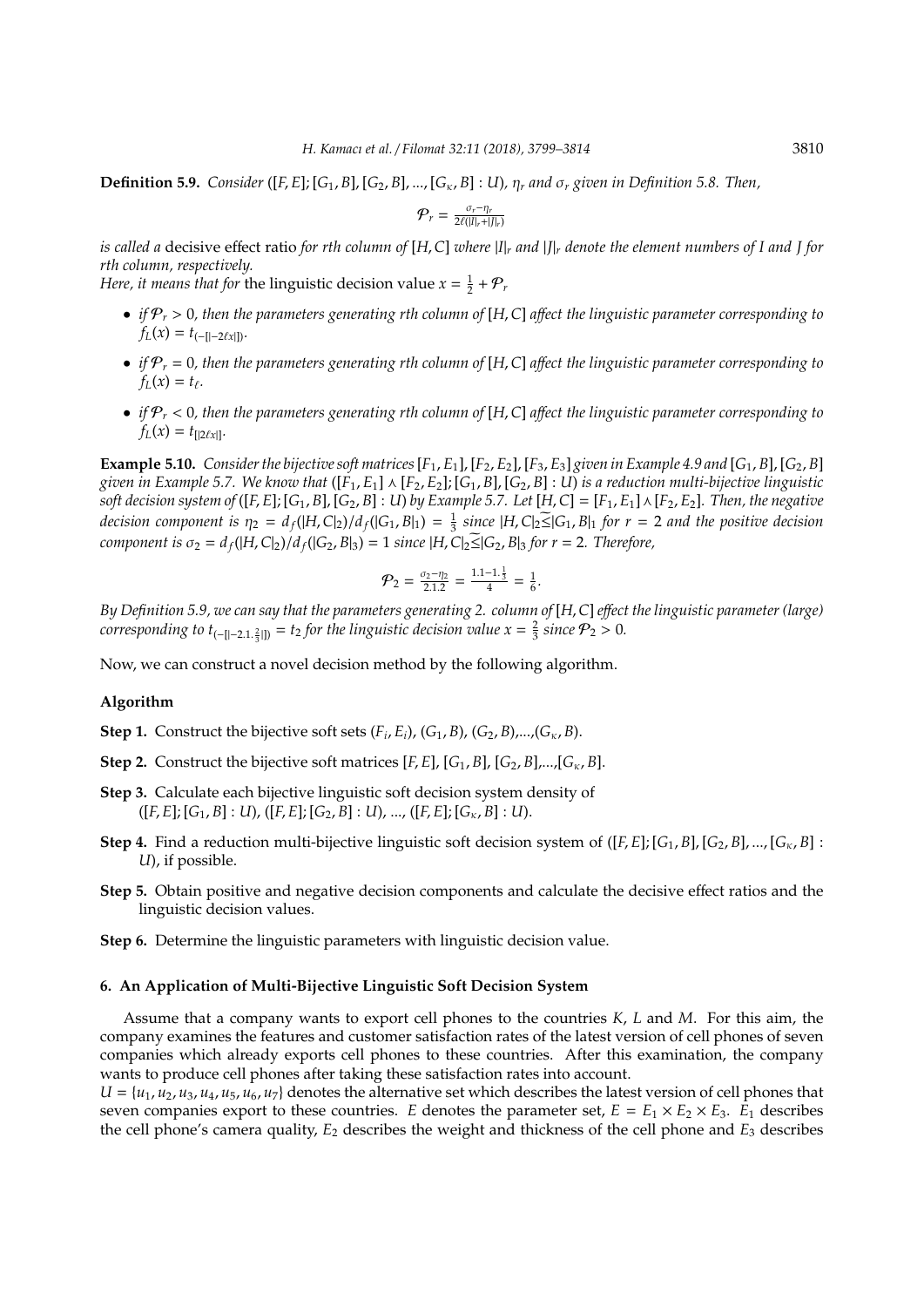**Definition 5.9.** *Consider* $([F, E]; [G_1, B], [G_2, B], ..., [G_\kappa, B] : U)$*,* $\eta_r$ *and* $\sigma_r$ *given in Definition 5.8. Then,*

$$\mathcal{P}_r = \frac{\sigma_r - \eta_r}{2\ell(|I|_r + |J|_r)}$$

*is called a* decisive effect ratio *for rth column of* $[H, C]$ *where* $|I|_r$ *and* $|J|_r$ *denote the element numbers of I and J for rth column, respectively.*

*Here, it means that for* the linguistic decision value $x = \frac{1}{2} + \mathcal{P}_r$

- *if* $\mathcal{P}_r > 0$*, then the parameters generating rth column of* $[H, C]$ *affect the linguistic parameter corresponding to* $f_L(x) = t_{(-[|-2\ell x|])}$.
- *if* $\mathcal{P}_r = 0$*, then the parameters generating rth column of* $[H, C]$ *affect the linguistic parameter corresponding to* $f_L(x) = t_\ell$.
- *if* $\mathcal{P}_r < 0$*, then the parameters generating rth column of* $[H, C]$ *affect the linguistic parameter corresponding to* $f_L(x) = t_{[|2\ell x|]}$.

**Example 5.10.** *Consider the bijective soft matrices* $[F_1, E_1], [F_2, E_2], [F_3, E_3]$ *given in Example 4.9 and* $[G_1, B], [G_2, B]$ *given in Example 5.7. We know that* $([F_1, E_1] \wedge [F_2, E_2]; [G_1, B], [G_2, B] : U)$ *is a reduction multi-bijective linguistic soft decision system of* $([F, E]; [G_1, B], [G_2, B] : U)$ *by Example 5.7. Let* $[H, C] = [F_1, E_1] \wedge [F_2, E_2]$*. Then, the negative decision component is* $\eta_2 = d_f(|H, C|_2)/d_f(|G_1, B|_1) = \frac{1}{3}$ *since* $|H, C|_2 \widetilde{\leq} |G_1, B|_1$ *for* $r = 2$ *and the positive decision component is* $\sigma_2 = d_f(|H, C|_2)/d_f(|G_2, B|_3) = 1$ *since* $|H, C|_2 \widetilde{\leq} |G_2, B|_3$ *for* $r = 2$*. Therefore,*

$$\mathcal{P}_2 = \frac{\sigma_2 - \eta_2}{2.1.2} = \frac{1.1 - 1.\frac{1}{3}}{4} = \frac{1}{6}.$$

*By Definition 5.9, we can say that the parameters generating 2. column of* $[H, C]$ *effect the linguistic parameter (large) corresponding to* $t_{(-[|-2.1.\frac{2}{3}|])} = t_2$ *for the linguistic decision value* $x = \frac{2}{3}$ *since* $\mathcal{P}_2 > 0$*.*

Now, we can construct a novel decision method by the following algorithm.

**Algorithm**

**Step 1.** Construct the bijective soft sets $(F_i, E_i)$, $(G_1, B)$, $(G_2, B)$,...,$(G_\kappa, B)$.

**Step 2.** Construct the bijective soft matrices $[F, E]$, $[G_1, B]$, $[G_2, B]$,...,$[G_\kappa, B]$.

**Step 3.** Calculate each bijective linguistic soft decision system density of $([F, E]; [G_1, B] : U)$, $([F, E]; [G_2, B] : U)$, ..., $([F, E]; [G_\kappa, B] : U)$.

**Step 4.** Find a reduction multi-bijective linguistic soft decision system of $([F, E]; [G_1, B], [G_2, B], ..., [G_\kappa, B] : U)$, if possible.

**Step 5.** Obtain positive and negative decision components and calculate the decisive effect ratios and the linguistic decision values.

**Step 6.** Determine the linguistic parameters with linguistic decision value.

## 6. An Application of Multi-Bijective Linguistic Soft Decision System

Assume that a company wants to export cell phones to the countries $K$, $L$ and $M$. For this aim, the company examines the features and customer satisfaction rates of the latest version of cell phones of seven companies which already exports cell phones to these countries. After this examination, the company wants to produce cell phones after taking these satisfaction rates into account.

$U = \{u_1, u_2, u_3, u_4, u_5, u_6, u_7\}$ denotes the alternative set which describes the latest version of cell phones that seven companies export to these countries. $E$ denotes the parameter set, $E = E_1 \times E_2 \times E_3$. $E_1$ describes the cell phone's camera quality, $E_2$ describes the weight and thickness of the cell phone and $E_3$ describes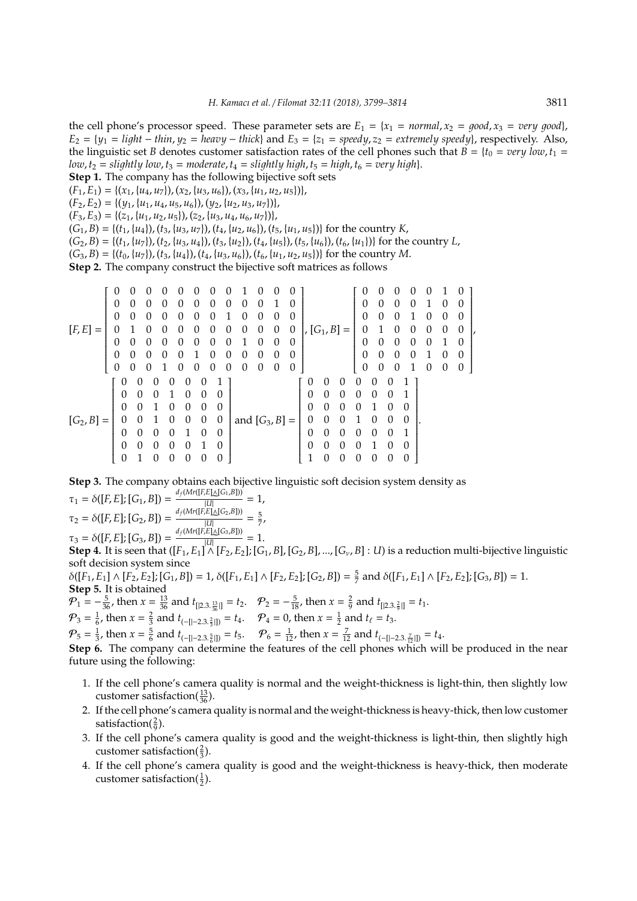the cell phone's processor speed. These parameter sets are $E_1 = \{x_1 = normal, x_2 = good, x_3 = very\ good\}$, $E_2 = \{y_1 = light-thin, y_2 = heavy-thick\}$ and $E_3 = \{z_1 = speedy, z_2 = extremely\ speedy\}$, respectively. Also, the linguistic set $B$ denotes customer satisfaction rates of the cell phones such that $B = \{t_0 = very\ low, t_1 = low, t_2 = slightly\ low, t_3 = moderate, t_4 = slightly\ high, t_5 = high, t_6 = very\ high\}$.

**Step 1.** The company has the following bijective soft sets

$(F_1, E_1) = \{(x_1, \{u_4, u_7\}), (x_2, \{u_3, u_6\}), (x_3, \{u_1, u_2, u_5\})\}$,

$(F_2, E_2) = \{(y_1, \{u_1, u_4, u_5, u_6\}), (y_2, \{u_2, u_3, u_7\})\}$,

$(F_3, E_3) = \{(z_1, \{u_1, u_2, u_5\}), (z_2, \{u_3, u_4, u_6, u_7\})\}$,

$(G_1, B) = \{(t_1, \{u_4\}), (t_3, \{u_3, u_7\}), (t_4, \{u_2, u_6\}), (t_5, \{u_1, u_5\})\}$ for the country $K$,

$(G_2, B) = \{(t_1, \{u_7\}), (t_2, \{u_3, u_4\}), (t_3, \{u_2\}), (t_4, \{u_5\}), (t_5, \{u_6\}), (t_6, \{u_1\})\}$ for the country $L$,

$(G_3, B) = \{(t_0, \{u_7\}), (t_3, \{u_4\}), (t_4, \{u_3, u_6\}), (t_6, \{u_1, u_2, u_5\})\}$ for the country $M$.

**Step 2.** The company construct the bijective soft matrices as follows

$$[F, E] = \begin{bmatrix} 0&0&0&0&0&0&0&0&1&0&0&0 \\ 0&0&0&0&0&0&0&0&0&0&1&0 \\ 0&0&0&0&0&0&0&1&0&0&0&0 \\ 0&1&0&0&0&0&0&0&0&0&0&0 \\ 0&0&0&0&0&0&0&0&1&0&0&0 \\ 0&0&0&0&0&1&0&0&0&0&0&0 \\ 0&0&0&1&0&0&0&0&0&0&0&0 \end{bmatrix}, [G_1, B] = \begin{bmatrix} 0&0&0&0&0&1&0 \\ 0&0&0&0&1&0&0 \\ 0&0&0&1&0&0&0 \\ 0&1&0&0&0&0&0 \\ 0&0&0&0&0&1&0 \\ 0&0&0&0&1&0&0 \\ 0&0&0&1&0&0&0 \end{bmatrix},$$

$$[G_2, B] = \begin{bmatrix} 0&0&0&0&0&0&1 \\ 0&0&0&1&0&0&0 \\ 0&0&1&0&0&0&0 \\ 0&0&1&0&0&0&0 \\ 0&0&0&0&1&0&0 \\ 0&0&0&0&0&1&0 \\ 0&1&0&0&0&0&0 \end{bmatrix} \text{ and } [G_3, B] = \begin{bmatrix} 0&0&0&0&0&0&1 \\ 0&0&0&0&0&0&1 \\ 0&0&0&0&1&0&0 \\ 0&0&0&1&0&0&0 \\ 0&0&0&0&0&0&1 \\ 0&0&0&0&1&0&0 \\ 1&0&0&0&0&0&0 \end{bmatrix}.$$

**Step 3.** The company obtains each bijective linguistic soft decision system density as

$\tau_1 = \delta([F, E]; [G_1, B]) = \frac{d_f(Mr([F,E] \triangle [G_1,B]))}{|U|} = 1$,

$\tau_2 = \delta([F, E]; [G_2, B]) = \frac{d_f(Mr([F,E] \triangle [G_2,B]))}{|U|} = \frac{5}{7}$,

$\tau_3 = \delta([F, E]; [G_3, B]) = \frac{d_f(Mr([F,E] \triangle [G_3,B]))}{|U|} = 1$.

**Step 4.** It is seen that $([F_1, E_1] \wedge [F_2, E_2]; [G_1, B], [G_2, B], ..., [G_v, B] : U)$ is a reduction multi-bijective linguistic soft decision system since

$\delta([F_1, E_1] \wedge [F_2, E_2]; [G_1, B]) = 1$, $\delta([F_1, E_1] \wedge [F_2, E_2]; [G_2, B]) = \frac{5}{7}$ and $\delta([F_1, E_1] \wedge [F_2, E_2]; [G_3, B]) = 1$.

**Step 5.** It is obtained

$\mathcal{P}_1 = -\frac{5}{36}$, then $x = \frac{13}{36}$ and $t_{[|2.3.\frac{13}{36}|]} = t_2$. $\quad \mathcal{P}_2 = -\frac{5}{18}$, then $x = \frac{2}{9}$ and $t_{[|2.3.\frac{2}{9}|]} = t_1$.

$\mathcal{P}_3 = \frac{1}{6}$, then $x = \frac{2}{3}$ and $t_{(-[|-2.3.\frac{2}{3}|])} = t_4$. $\quad \mathcal{P}_4 = 0$, then $x = \frac{1}{2}$ and $t_\ell = t_3$.

$\mathcal{P}_5 = \frac{1}{3}$, then $x = \frac{5}{6}$ and $t_{(-[|-2.3.\frac{5}{6}|])} = t_5$. $\quad \mathcal{P}_6 = \frac{1}{12}$, then $x = \frac{7}{12}$ and $t_{(-[|-2.3.\frac{7}{12}|])} = t_4$.

**Step 6.** The company can determine the features of the cell phones which will be produced in the near future using the following:

1. If the cell phone's camera quality is normal and the weight-thickness is light-thin, then slightly low customer satisfaction($\frac{13}{36}$).
2. If the cell phone's camera quality is normal and the weight-thickness is heavy-thick, then low customer satisfaction($\frac{2}{9}$).
3. If the cell phone's camera quality is good and the weight-thickness is light-thin, then slightly high customer satisfaction($\frac{2}{3}$).
4. If the cell phone's camera quality is good and the weight-thickness is heavy-thick, then moderate customer satisfaction($\frac{1}{2}$).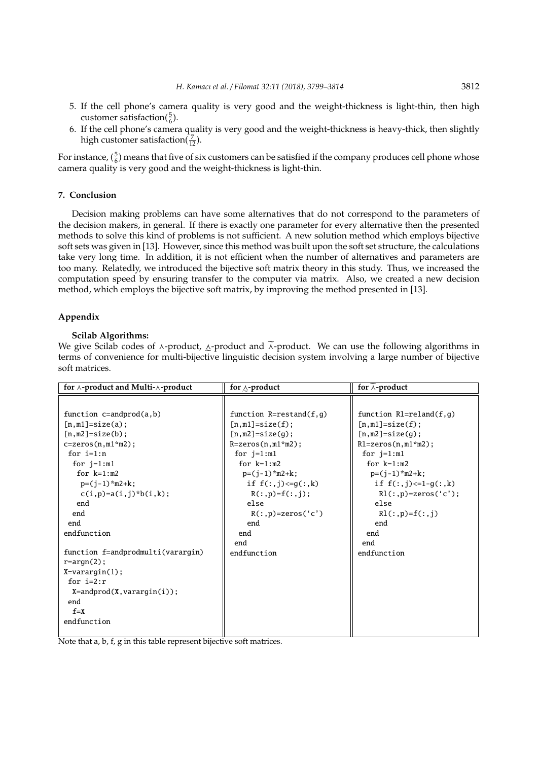5. If the cell phone's camera quality is very good and the weight-thickness is light-thin, then high customer satisfaction($\frac{5}{6}$).
6. If the cell phone's camera quality is very good and the weight-thickness is heavy-thick, then slightly high customer satisfaction($\frac{7}{12}$).

For instance, ($\frac{5}{6}$) means that five of six customers can be satisfied if the company produces cell phone whose camera quality is very good and the weight-thickness is light-thin.

## 7. Conclusion

Decision making problems can have some alternatives that do not correspond to the parameters of the decision makers, in general. If there is exactly one parameter for every alternative then the presented methods to solve this kind of problems is not sufficient. A new solution method which employs bijective soft sets was given in [13]. However, since this method was built upon the soft set structure, the calculations take very long time. In addition, it is not efficient when the number of alternatives and parameters are too many. Relatedly, we introduced the bijective soft matrix theory in this study. Thus, we increased the computation speed by ensuring transfer to the computer via matrix. Also, we created a new decision method, which employs the bijective soft matrix, by improving the method presented in [13].

## Appendix

**Scilab Algorithms:**

We give Scilab codes of $\wedge$-product, $\underline{\wedge}$-product and $\widetilde{\wedge}$-product. We can use the following algorithms in terms of convenience for multi-bijective linguistic decision system involving a large number of bijective soft matrices.

**for $\wedge$-product and Multi-$\wedge$-product**

```
function c=andprod(a,b)
[n,m1]=size(a);
[n,m2]=size(b);
c=zeros(n,m1*m2);
 for i=1:n
  for j=1:m1
   for k=1:m2
    p=(j-1)*m2+k;
    c(i,p)=a(i,j)*b(i,k);
   end
  end
 end
endfunction

function f=andprodmulti(varargin)
r=argn(2);
X=varargin(1);
 for i=2:r
  X=andprod(X,varargin(i));
 end
  f=X
endfunction
```

**for $\underline{\wedge}$-product**

```
function R=restand(f,g)
[n,m1]=size(f);
[n,m2]=size(g);
R=zeros(n,m1*m2);
 for j=1:m1
  for k=1:m2
   p=(j-1)*m2+k;
    if f(:,j)<=g(:,k)
     R(:,p)=f(:,j);
    else
     R(:,p)=zeros('c')
    end
  end
 end
endfunction
```

**for $\widetilde{\wedge}$-product**

```
function Rl=reland(f,g)
[n,m1]=size(f);
[n,m2]=size(g);
Rl=zeros(n,m1*m2);
 for j=1:m1
  for k=1:m2
   p=(j-1)*m2+k;
    if f(:,j)<=1-g(:,k)
     Rl(:,p)=zeros('c');
    else
     Rl(:,p)=f(:,j)
    end
  end
 end
endfunction
```

Note that a, b, f, g in this table represent bijective soft matrices.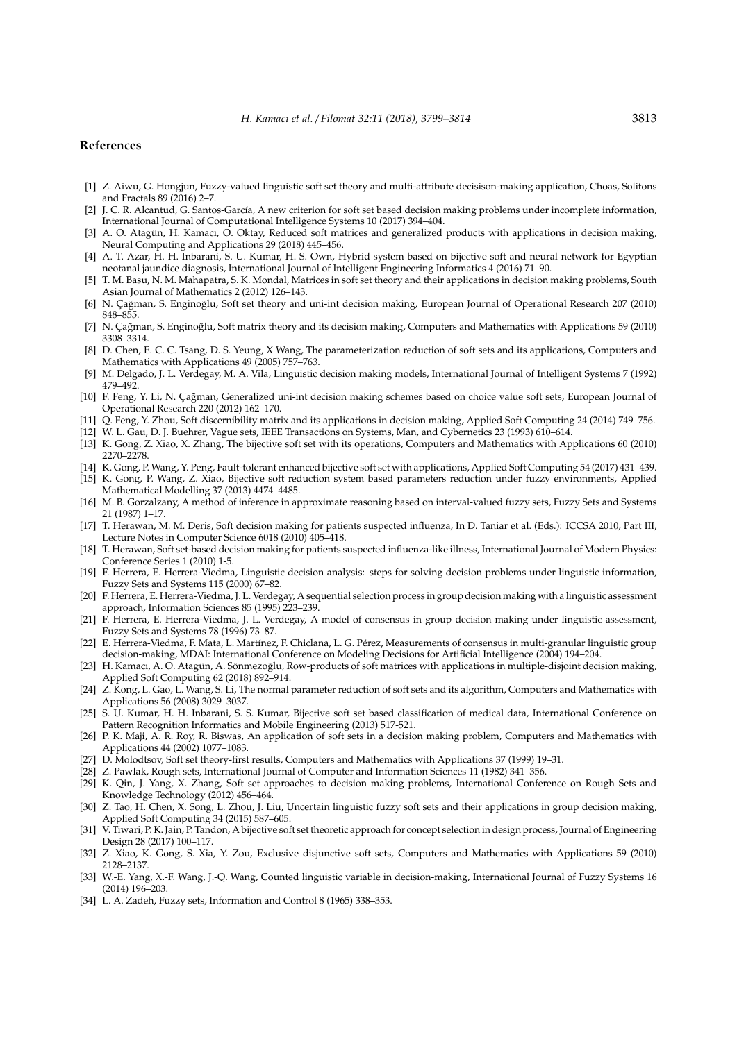## References

[1] Z. Aiwu, G. Hongjun, Fuzzy-valued linguistic soft set theory and multi-attribute decisison-making application, Choas, Solitons and Fractals 89 (2016) 2–7.

[2] J. C. R. Alcantud, G. Santos-García, A new criterion for soft set based decision making problems under incomplete information, International Journal of Computational Intelligence Systems 10 (2017) 394–404.

[3] A. O. Atagün, H. Kamacı, O. Oktay, Reduced soft matrices and generalized products with applications in decision making, Neural Computing and Applications 29 (2018) 445–456.

[4] A. T. Azar, H. H. Inbarani, S. U. Kumar, H. S. Own, Hybrid system based on bijective soft and neural network for Egyptian neotanal jaundice diagnosis, International Journal of Intelligent Engineering Informatics 4 (2016) 71–90.

[5] T. M. Basu, N. M. Mahapatra, S. K. Mondal, Matrices in soft set theory and their applications in decision making problems, South Asian Journal of Mathematics 2 (2012) 126–143.

[6] N. Çağman, S. Enginoğlu, Soft set theory and uni-int decision making, European Journal of Operational Research 207 (2010) 848–855.

[7] N. Çağman, S. Enginoğlu, Soft matrix theory and its decision making, Computers and Mathematics with Applications 59 (2010) 3308–3314.

[8] D. Chen, E. C. C. Tsang, D. S. Yeung, X Wang, The parameterization reduction of soft sets and its applications, Computers and Mathematics with Applications 49 (2005) 757–763.

[9] M. Delgado, J. L. Verdegay, M. A. Vila, Linguistic decision making models, International Journal of Intelligent Systems 7 (1992) 479–492.

[10] F. Feng, Y. Li, N. Çağman, Generalized uni-int decision making schemes based on choice value soft sets, European Journal of Operational Research 220 (2012) 162–170.

[11] Q. Feng, Y. Zhou, Soft discernibility matrix and its applications in decision making, Applied Soft Computing 24 (2014) 749–756.

[12] W. L. Gau, D. J. Buehrer, Vague sets, IEEE Transactions on Systems, Man, and Cybernetics 23 (1993) 610–614.

[13] K. Gong, Z. Xiao, X. Zhang, The bijective soft set with its operations, Computers and Mathematics with Applications 60 (2010) 2270–2278.

[14] K. Gong, P. Wang, Y. Peng, Fault-tolerant enhanced bijective soft set with applications, Applied Soft Computing 54 (2017) 431–439.

[15] K. Gong, P. Wang, Z. Xiao, Bijective soft reduction system based parameters reduction under fuzzy environments, Applied Mathematical Modelling 37 (2013) 4474–4485.

[16] M. B. Gorzalzany, A method of inference in approximate reasoning based on interval-valued fuzzy sets, Fuzzy Sets and Systems 21 (1987) 1–17.

[17] T. Herawan, M. M. Deris, Soft decision making for patients suspected influenza, In D. Taniar et al. (Eds.): ICCSA 2010, Part III, Lecture Notes in Computer Science 6018 (2010) 405–418.

[18] T. Herawan, Soft set-based decision making for patients suspected influenza-like illness, International Journal of Modern Physics: Conference Series 1 (2010) 1-5.

[19] F. Herrera, E. Herrera-Viedma, Linguistic decision analysis: steps for solving decision problems under linguistic information, Fuzzy Sets and Systems 115 (2000) 67–82.

[20] F. Herrera, E. Herrera-Viedma, J. L. Verdegay, A sequential selection process in group decision making with a linguistic assessment approach, Information Sciences 85 (1995) 223–239.

[21] F. Herrera, E. Herrera-Viedma, J. L. Verdegay, A model of consensus in group decision making under linguistic assessment, Fuzzy Sets and Systems 78 (1996) 73–87.

[22] E. Herrera-Viedma, F. Mata, L. Martínez, F. Chiclana, L. G. Pérez, Measurements of consensus in multi-granular linguistic group decision-making, MDAI: International Conference on Modeling Decisions for Artificial Intelligence (2004) 194–204.

[23] H. Kamacı, A. O. Atagün, A. Sönmezoğlu, Row-products of soft matrices with applications in multiple-disjoint decision making, Applied Soft Computing 62 (2018) 892–914.

[24] Z. Kong, L. Gao, L. Wang, S. Li, The normal parameter reduction of soft sets and its algorithm, Computers and Mathematics with Applications 56 (2008) 3029–3037.

[25] S. U. Kumar, H. H. Inbarani, S. S. Kumar, Bijective soft set based classification of medical data, International Conference on Pattern Recognition Informatics and Mobile Engineering (2013) 517-521.

[26] P. K. Maji, A. R. Roy, R. Biswas, An application of soft sets in a decision making problem, Computers and Mathematics with Applications 44 (2002) 1077–1083.

[27] D. Molodtsov, Soft set theory-first results, Computers and Mathematics with Applications 37 (1999) 19–31.

[28] Z. Pawlak, Rough sets, International Journal of Computer and Information Sciences 11 (1982) 341–356.

[29] K. Qin, J. Yang, X. Zhang, Soft set approaches to decision making problems, International Conference on Rough Sets and Knowledge Technology (2012) 456–464.

[30] Z. Tao, H. Chen, X. Song, L. Zhou, J. Liu, Uncertain linguistic fuzzy soft sets and their applications in group decision making, Applied Soft Computing 34 (2015) 587–605.

[31] V. Tiwari, P. K. Jain, P. Tandon, A bijective soft set theoretic approach for concept selection in design process, Journal of Engineering Design 28 (2017) 100–117.

[32] Z. Xiao, K. Gong, S. Xia, Y. Zou, Exclusive disjunctive soft sets, Computers and Mathematics with Applications 59 (2010) 2128–2137.

[33] W.-E. Yang, X.-F. Wang, J.-Q. Wang, Counted linguistic variable in decision-making, International Journal of Fuzzy Systems 16 (2014) 196–203.

[34] L. A. Zadeh, Fuzzy sets, Information and Control 8 (1965) 338–353.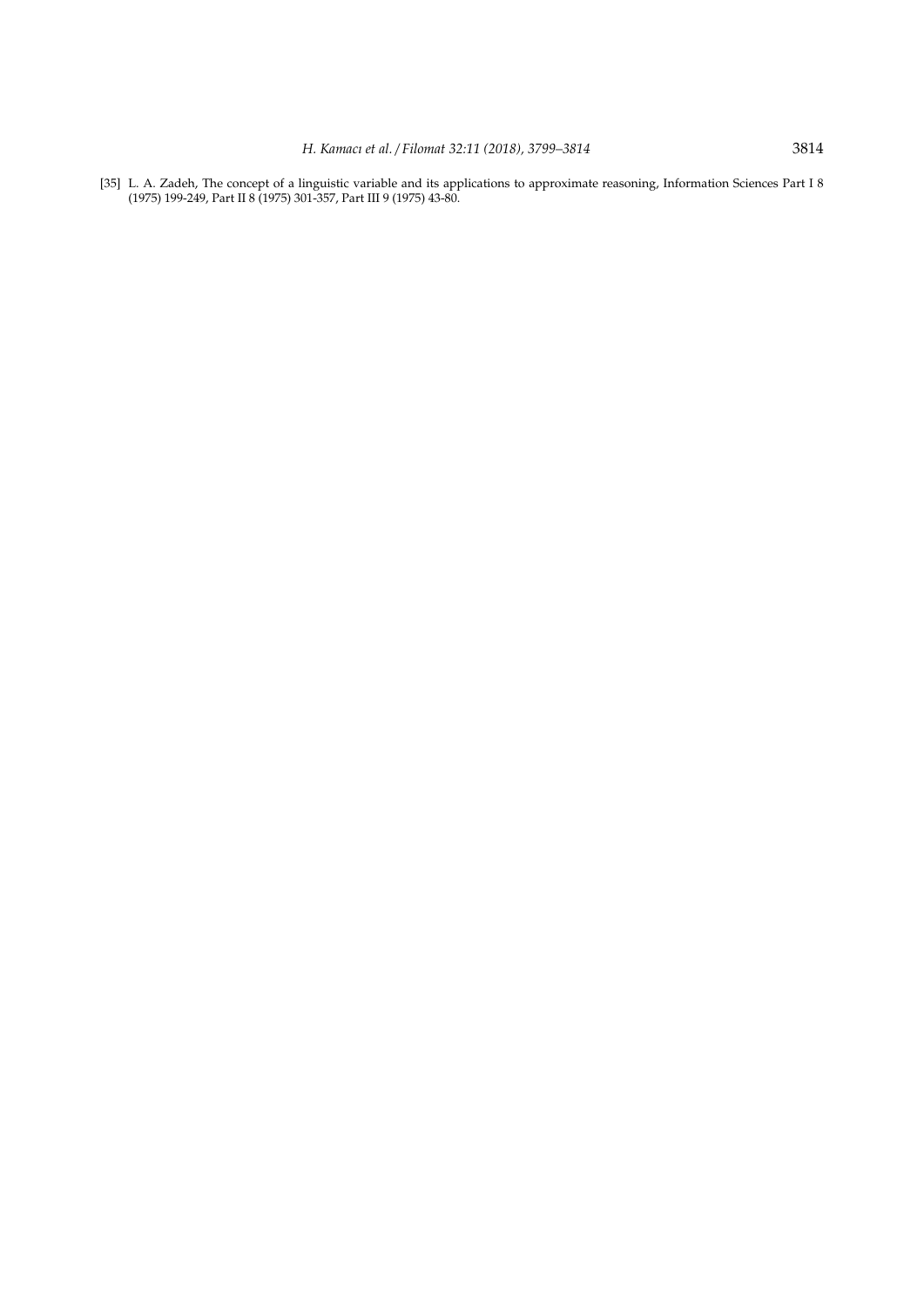[35] L. A. Zadeh, The concept of a linguistic variable and its applications to approximate reasoning, Information Sciences Part I 8 (1975) 199-249, Part II 8 (1975) 301-357, Part III 9 (1975) 43-80.